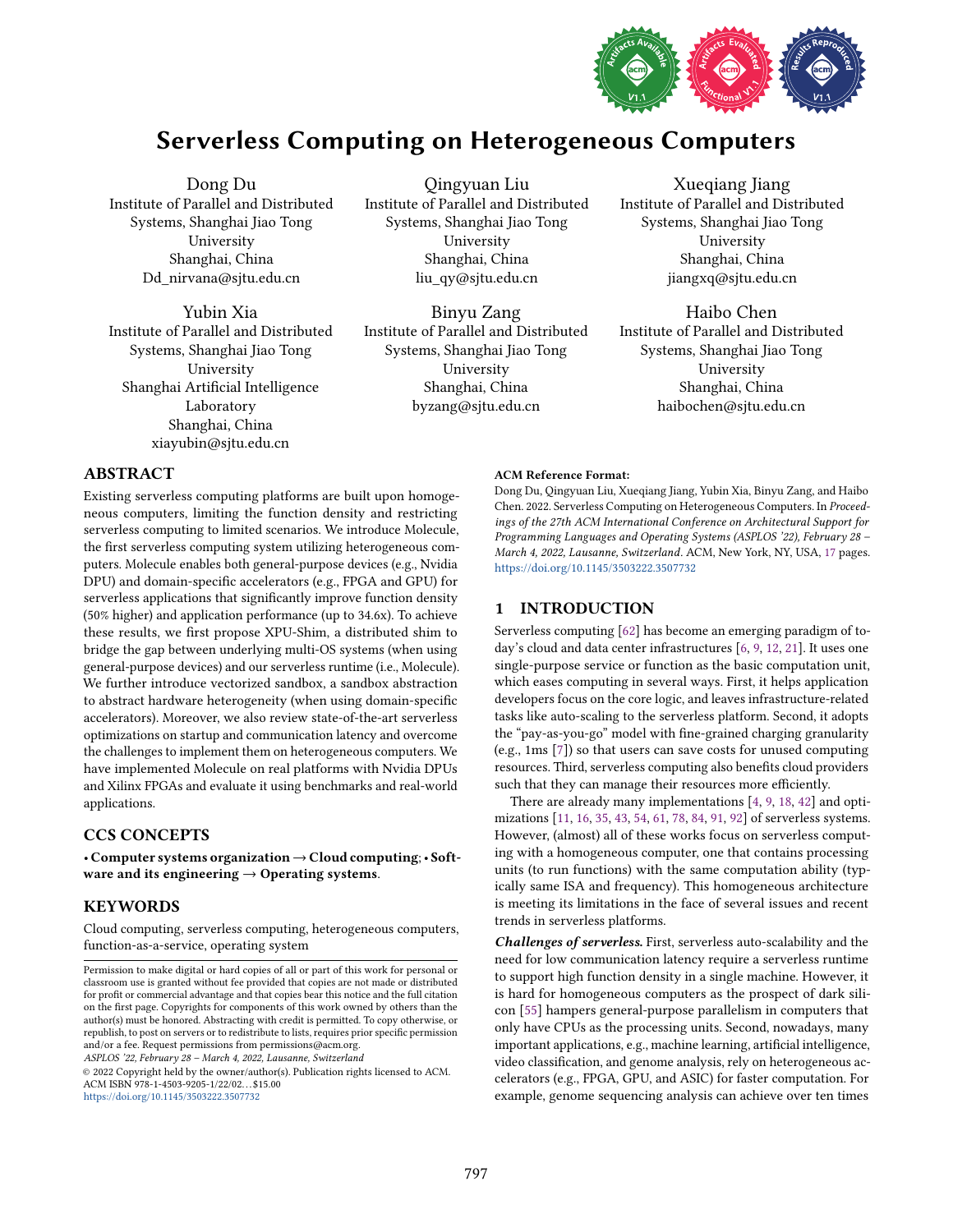# Serverless Computing on Heterogeneous Computers

Dong Du
Institute of Parallel and Distributed Systems, Shanghai Jiao Tong University
Shanghai, China
Dd_nirvana@sjtu.edu.cn

Qingyuan Liu
Institute of Parallel and Distributed Systems, Shanghai Jiao Tong University
Shanghai, China
liu_qy@sjtu.edu.cn

Xueqiang Jiang
Institute of Parallel and Distributed Systems, Shanghai Jiao Tong University
Shanghai, China
jiangxq@sjtu.edu.cn

Yubin Xia
Institute of Parallel and Distributed Systems, Shanghai Jiao Tong University
Shanghai Artificial Intelligence Laboratory
Shanghai, China
xiayubin@sjtu.edu.cn

Binyu Zang
Institute of Parallel and Distributed Systems, Shanghai Jiao Tong University
Shanghai, China
byzang@sjtu.edu.cn

Haibo Chen
Institute of Parallel and Distributed Systems, Shanghai Jiao Tong University
Shanghai, China
haibochen@sjtu.edu.cn

## ABSTRACT

Existing serverless computing platforms are built upon homogeneous computers, limiting the function density and restricting serverless computing to limited scenarios. We introduce Molecule, the first serverless computing system utilizing heterogeneous computers. Molecule enables both general-purpose devices (e.g., Nvidia DPU) and domain-specific accelerators (e.g., FPGA and GPU) for serverless applications that significantly improve function density (50% higher) and application performance (up to 34.6x). To achieve these results, we first propose XPU-Shim, a distributed shim to bridge the gap between underlying multi-OS systems (when using general-purpose devices) and our serverless runtime (i.e., Molecule). We further introduce vectorized sandbox, a sandbox abstraction to abstract hardware heterogeneity (when using domain-specific accelerators). Moreover, we also review state-of-the-art serverless optimizations on startup and communication latency and overcome the challenges to implement them on heterogeneous computers. We have implemented Molecule on real platforms with Nvidia DPUs and Xilinx FPGAs and evaluate it using benchmarks and real-world applications.

## CCS CONCEPTS

• **Computer systems organization → Cloud computing**; • **Software and its engineering → Operating systems**.

## KEYWORDS

Cloud computing, serverless computing, heterogeneous computers, function-as-a-service, operating system

Permission to make digital or hard copies of all or part of this work for personal or classroom use is granted without fee provided that copies are not made or distributed for profit or commercial advantage and that copies bear this notice and the full citation on the first page. Copyrights for components of this work owned by others than the author(s) must be honored. Abstracting with credit is permitted. To copy otherwise, or republish, to post on servers or to redistribute to lists, requires prior specific permission and/or a fee. Request permissions from permissions@acm.org.
*ASPLOS '22, February 28 – March 4, 2022, Lausanne, Switzerland*
© 2022 Copyright held by the owner/author(s). Publication rights licensed to ACM.
ACM ISBN 978-1-4503-9205-1/22/02…$15.00
https://doi.org/10.1145/3503222.3507732

**ACM Reference Format:**
Dong Du, Qingyuan Liu, Xueqiang Jiang, Yubin Xia, Binyu Zang, and Haibo Chen. 2022. Serverless Computing on Heterogeneous Computers. In *Proceedings of the 27th ACM International Conference on Architectural Support for Programming Languages and Operating Systems (ASPLOS '22), February 28 – March 4, 2022, Lausanne, Switzerland.* ACM, New York, NY, USA, 17 pages. https://doi.org/10.1145/3503222.3507732

## 1 INTRODUCTION

Serverless computing [62] has become an emerging paradigm of today's cloud and data center infrastructures [6, 9, 12, 21]. It uses one single-purpose service or function as the basic computation unit, which eases computing in several ways. First, it helps application developers focus on the core logic, and leaves infrastructure-related tasks like auto-scaling to the serverless platform. Second, it adopts the "pay-as-you-go" model with fine-grained charging granularity (e.g., 1ms [7]) so that users can save costs for unused computing resources. Third, serverless computing also benefits cloud providers such that they can manage their resources more efficiently.

There are already many implementations [4, 9, 18, 42] and optimizations [11, 16, 35, 43, 54, 61, 78, 84, 91, 92] of serverless systems. However, (almost) all of these works focus on serverless computing with a homogeneous computer, one that contains processing units (to run functions) with the same computation ability (typically same ISA and frequency). This homogeneous architecture is meeting its limitations in the face of several issues and recent trends in serverless platforms.

***Challenges of serverless.*** First, serverless auto-scalability and the need for low communication latency require a serverless runtime to support high function density in a single machine. However, it is hard for homogeneous computers as the prospect of dark silicon [55] hampers general-purpose parallelism in computers that only have CPUs as the processing units. Second, nowadays, many important applications, e.g., machine learning, artificial intelligence, video classification, and genome analysis, rely on heterogeneous accelerators (e.g., FPGA, GPU, and ASIC) for faster computation. For example, genome sequencing analysis can achieve over ten times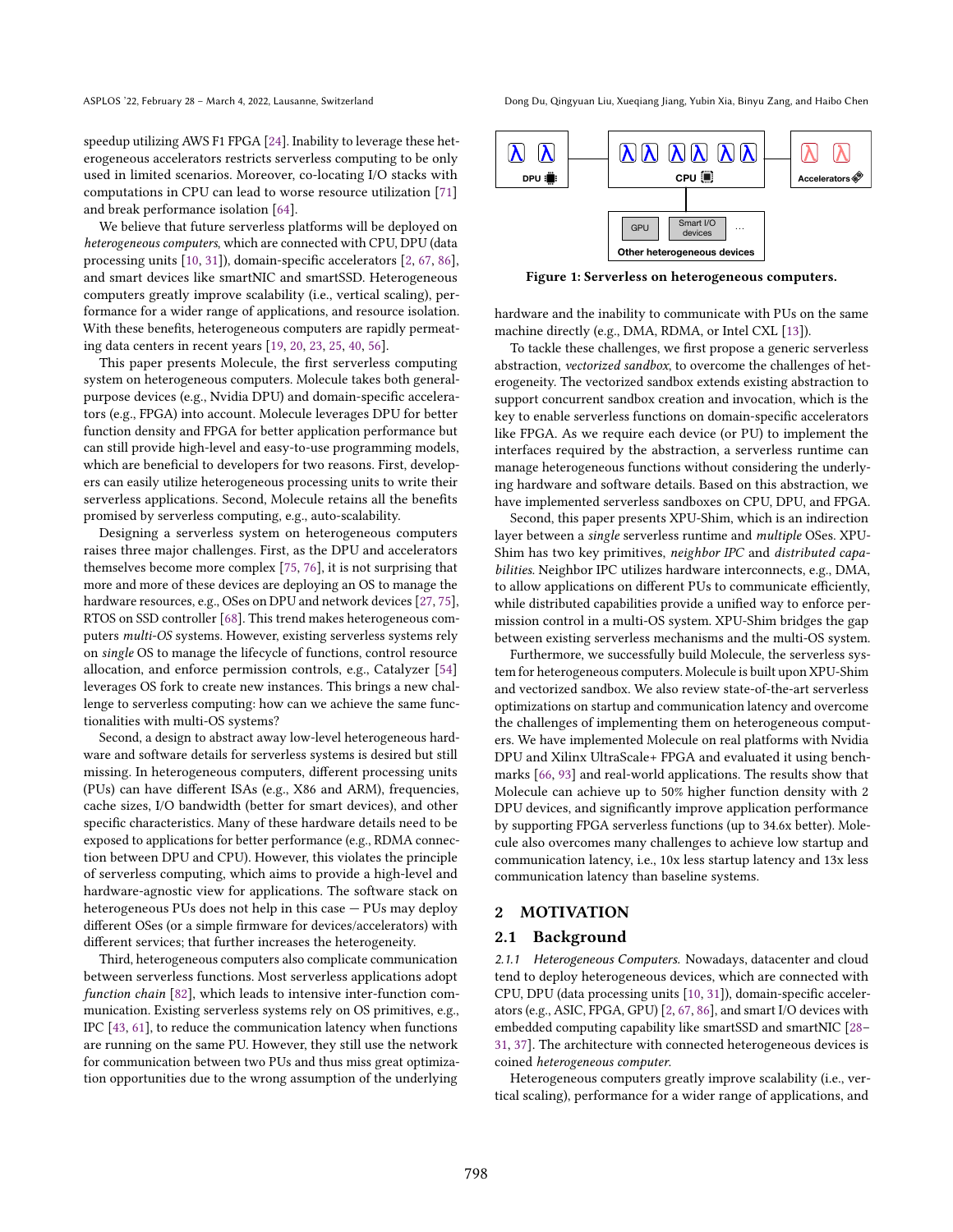speedup utilizing AWS F1 FPGA [24]. Inability to leverage these heterogeneous accelerators restricts serverless computing to be only used in limited scenarios. Moreover, co-locating I/O stacks with computations in CPU can lead to worse resource utilization [71] and break performance isolation [64].

We believe that future serverless platforms will be deployed on *heterogeneous computers*, which are connected with CPU, DPU (data processing units [10, 31]), domain-specific accelerators [2, 67, 86], and smart devices like smartNIC and smartSSD. Heterogeneous computers greatly improve scalability (i.e., vertical scaling), performance for a wider range of applications, and resource isolation. With these benefits, heterogeneous computers are rapidly permeating data centers in recent years [19, 20, 23, 25, 40, 56].

This paper presents Molecule, the first serverless computing system on heterogeneous computers. Molecule takes both general-purpose devices (e.g., Nvidia DPU) and domain-specific accelerators (e.g., FPGA) into account. Molecule leverages DPU for better function density and FPGA for better application performance but can still provide high-level and easy-to-use programming models, which are beneficial to developers for two reasons. First, developers can easily utilize heterogeneous processing units to write their serverless applications. Second, Molecule retains all the benefits promised by serverless computing, e.g., auto-scalability.

Designing a serverless system on heterogeneous computers raises three major challenges. First, as the DPU and accelerators themselves become more complex [75, 76], it is not surprising that more and more of these devices are deploying an OS to manage the hardware resources, e.g., OSes on DPU and network devices [27, 75], RTOS on SSD controller [68]. This trend makes heterogeneous computers *multi-OS* systems. However, existing serverless systems rely on *single* OS to manage the lifecycle of functions, control resource allocation, and enforce permission controls, e.g., Catalyzer [54] leverages OS fork to create new instances. This brings a new challenge to serverless computing: how can we achieve the same functionalities with multi-OS systems?

Second, a design to abstract away low-level heterogeneous hardware and software details for serverless systems is desired but still missing. In heterogeneous computers, different processing units (PUs) can have different ISAs (e.g., X86 and ARM), frequencies, cache sizes, I/O bandwidth (better for smart devices), and other specific characteristics. Many of these hardware details need to be exposed to applications for better performance (e.g., RDMA connection between DPU and CPU). However, this violates the principle of serverless computing, which aims to provide a high-level and hardware-agnostic view for applications. The software stack on heterogeneous PUs does not help in this case — PUs may deploy different OSes (or a simple firmware for devices/accelerators) with different services; that further increases the heterogeneity.

Third, heterogeneous computers also complicate communication between serverless functions. Most serverless applications adopt *function chain* [82], which leads to intensive inter-function communication. Existing serverless systems rely on OS primitives, e.g., IPC [43, 61], to reduce the communication latency when functions are running on the same PU. However, they still use the network for communication between two PUs and thus miss great optimization opportunities due to the wrong assumption of the underlying hardware and the inability to communicate with PUs on the same machine directly (e.g., DMA, RDMA, or Intel CXL [13]).

Figure 1: Serverless on heterogeneous computers.

To tackle these challenges, we first propose a generic serverless abstraction, *vectorized sandbox*, to overcome the challenges of heterogeneity. The vectorized sandbox extends existing abstraction to support concurrent sandbox creation and invocation, which is the key to enable serverless functions on domain-specific accelerators like FPGA. As we require each device (or PU) to implement the interfaces required by the abstraction, a serverless runtime can manage heterogeneous functions without considering the underlying hardware and software details. Based on this abstraction, we have implemented serverless sandboxes on CPU, DPU, and FPGA.

Second, this paper presents XPU-Shim, which is an indirection layer between a *single* serverless runtime and *multiple* OSes. XPU-Shim has two key primitives, *neighbor IPC* and *distributed capabilities*. Neighbor IPC utilizes hardware interconnects, e.g., DMA, to allow applications on different PUs to communicate efficiently, while distributed capabilities provide a unified way to enforce permission control in a multi-OS system. XPU-Shim bridges the gap between existing serverless mechanisms and the multi-OS system.

Furthermore, we successfully build Molecule, the serverless system for heterogeneous computers. Molecule is built upon XPU-Shim and vectorized sandbox. We also review state-of-the-art serverless optimizations on startup and communication latency and overcome the challenges of implementing them on heterogeneous computers. We have implemented Molecule on real platforms with Nvidia DPU and Xilinx UltraScale+ FPGA and evaluated it using benchmarks [66, 93] and real-world applications. The results show that Molecule can achieve up to 50% higher function density with 2 DPU devices, and significantly improve application performance by supporting FPGA serverless functions (up to 34.6x better). Molecule also overcomes many challenges to achieve low startup and communication latency, i.e., 10x less startup latency and 13x less communication latency than baseline systems.

## 2 MOTIVATION

### 2.1 Background

*2.1.1 Heterogeneous Computers.* Nowadays, datacenter and cloud tend to deploy heterogeneous devices, which are connected with CPU, DPU (data processing units [10, 31]), domain-specific accelerators (e.g., ASIC, FPGA, GPU) [2, 67, 86], and smart I/O devices with embedded computing capability like smartSSD and smartNIC [28–31, 37]. The architecture with connected heterogeneous devices is coined *heterogeneous computer*.

Heterogeneous computers greatly improve scalability (i.e., vertical scaling), performance for a wider range of applications, and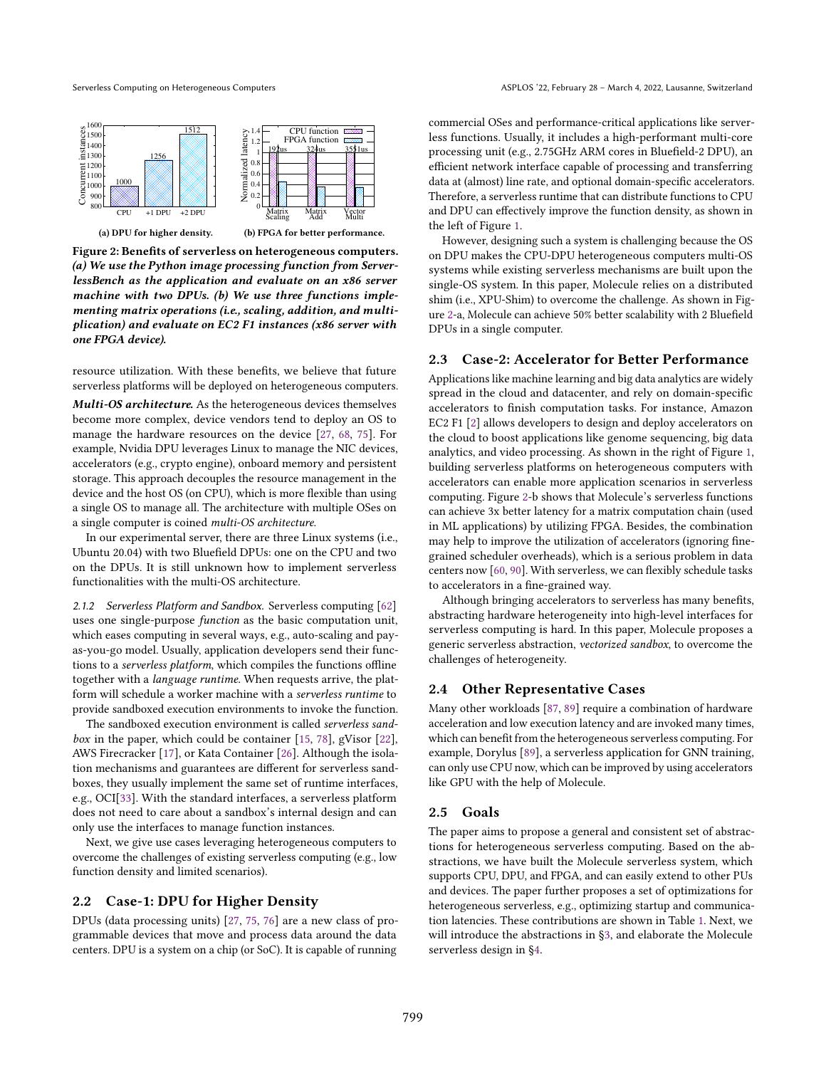(a) DPU for higher density.

(b) FPGA for better performance.

**Figure 2: Benefits of serverless on heterogeneous computers.** ***(a) We use the Python image processing function from ServerlessBench as the application and evaluate on an x86 server machine with two DPUs. (b) We use three functions implementing matrix operations (i.e., scaling, addition, and multiplication) and evaluate on EC2 F1 instances (x86 server with one FPGA device).***

resource utilization. With these benefits, we believe that future serverless platforms will be deployed on heterogeneous computers.

***Multi-OS architecture.*** As the heterogeneous devices themselves become more complex, device vendors tend to deploy an OS to manage the hardware resources on the device [27, 68, 75]. For example, Nvidia DPU leverages Linux to manage the NIC devices, accelerators (e.g., crypto engine), onboard memory and persistent storage. This approach decouples the resource management in the device and the host OS (on CPU), which is more flexible than using a single OS to manage all. The architecture with multiple OSes on a single computer is coined *multi-OS architecture*.

In our experimental server, there are three Linux systems (i.e., Ubuntu 20.04) with two Bluefield DPUs: one on the CPU and two on the DPUs. It is still unknown how to implement serverless functionalities with the multi-OS architecture.

*2.1.2 Serverless Platform and Sandbox.* Serverless computing [62] uses one single-purpose *function* as the basic computation unit, which eases computing in several ways, e.g., auto-scaling and pay-as-you-go model. Usually, application developers send their functions to a *serverless platform*, which compiles the functions offline together with a *language runtime*. When requests arrive, the platform will schedule a worker machine with a *serverless runtime* to provide sandboxed execution environments to invoke the function.

The sandboxed execution environment is called *serverless sandbox* in the paper, which could be container [15, 78], gVisor [22], AWS Firecracker [17], or Kata Container [26]. Although the isolation mechanisms and guarantees are different for serverless sandboxes, they usually implement the same set of runtime interfaces, e.g., OCI[33]. With the standard interfaces, a serverless platform does not need to care about a sandbox's internal design and can only use the interfaces to manage function instances.

Next, we give use cases leveraging heterogeneous computers to overcome the challenges of existing serverless computing (e.g., low function density and limited scenarios).

## 2.2 Case-1: DPU for Higher Density

DPUs (data processing units) [27, 75, 76] are a new class of programmable devices that move and process data around the data centers. DPU is a system on a chip (or SoC). It is capable of running commercial OSes and performance-critical applications like serverless functions. Usually, it includes a high-performant multi-core processing unit (e.g., 2.75GHz ARM cores in Bluefield-2 DPU), an efficient network interface capable of processing and transferring data at (almost) line rate, and optional domain-specific accelerators. Therefore, a serverless runtime that can distribute functions to CPU and DPU can effectively improve the function density, as shown in the left of Figure 1.

However, designing such a system is challenging because the OS on DPU makes the CPU-DPU heterogeneous computers multi-OS systems while existing serverless mechanisms are built upon the single-OS system. In this paper, Molecule relies on a distributed shim (i.e., XPU-Shim) to overcome the challenge. As shown in Figure 2-a, Molecule can achieve 50% better scalability with 2 Bluefield DPUs in a single computer.

## 2.3 Case-2: Accelerator for Better Performance

Applications like machine learning and big data analytics are widely spread in the cloud and datacenter, and rely on domain-specific accelerators to finish computation tasks. For instance, Amazon EC2 F1 [2] allows developers to design and deploy accelerators on the cloud to boost applications like genome sequencing, big data analytics, and video processing. As shown in the right of Figure 1, building serverless platforms on heterogeneous computers with accelerators can enable more application scenarios in serverless computing. Figure 2-b shows that Molecule's serverless functions can achieve 3x better latency for a matrix computation chain (used in ML applications) by utilizing FPGA. Besides, the combination may help to improve the utilization of accelerators (ignoring fine-grained scheduler overheads), which is a serious problem in data centers now [60, 90]. With serverless, we can flexibly schedule tasks to accelerators in a fine-grained way.

Although bringing accelerators to serverless has many benefits, abstracting hardware heterogeneity into high-level interfaces for serverless computing is hard. In this paper, Molecule proposes a generic serverless abstraction, *vectorized sandbox*, to overcome the challenges of heterogeneity.

## 2.4 Other Representative Cases

Many other workloads [87, 89] require a combination of hardware acceleration and low execution latency and are invoked many times, which can benefit from the heterogeneous serverless computing. For example, Dorylus [89], a serverless application for GNN training, can only use CPU now, which can be improved by using accelerators like GPU with the help of Molecule.

## 2.5 Goals

The paper aims to propose a general and consistent set of abstractions for heterogeneous serverless computing. Based on the abstractions, we have built the Molecule serverless system, which supports CPU, DPU, and FPGA, and can easily extend to other PUs and devices. The paper further proposes a set of optimizations for heterogeneous serverless, e.g., optimizing startup and communication latencies. These contributions are shown in Table 1. Next, we will introduce the abstractions in §3, and elaborate the Molecule serverless design in §4.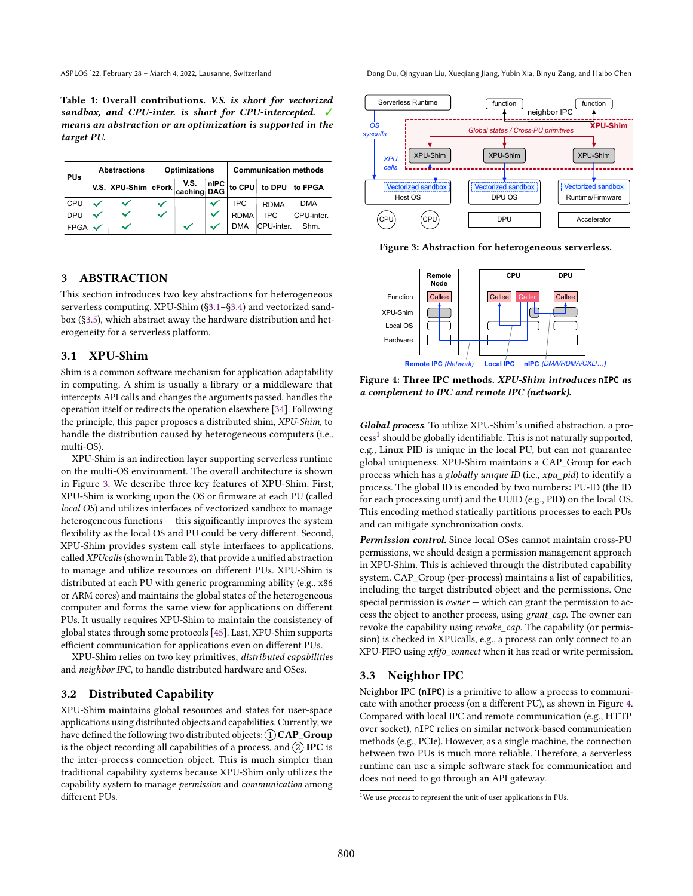**Table 1: Overall contributions.** ***V.S.*** ***is short for vectorized sandbox, and CPU-inter. is short for CPU-intercepted.*** ✓ ***means an abstraction or an optimization is supported in the target PU.***

| PUs | Abstractions | | Optimizations | | | Communication methods | | |
|---|---|---|---|---|---|---|---|---|
| | V.S. | XPU-Shim | cFork | V.S. caching | nIPC DAG | to CPU | to DPU | to FPGA |
| CPU | ✓ | ✓ | ✓ | | ✓ | IPC | RDMA | DMA |
| DPU | ✓ | ✓ | ✓ | | ✓ | RDMA | IPC | CPU-inter. |
| FPGA | ✓ | ✓ | | ✓ | ✓ | DMA | CPU-inter. | Shm. |

## 3 ABSTRACTION

This section introduces two key abstractions for heterogeneous serverless computing, XPU-Shim (§3.1–§3.4) and vectorized sandbox (§3.5), which abstract away the hardware distribution and heterogeneity for a serverless platform.

### 3.1 XPU-Shim

Shim is a common software mechanism for application adaptability in computing. A shim is usually a library or a middleware that intercepts API calls and changes the arguments passed, handles the operation itself or redirects the operation elsewhere [34]. Following the principle, this paper proposes a distributed shim, *XPU-Shim*, to handle the distribution caused by heterogeneous computers (i.e., multi-OS).

XPU-Shim is an indirection layer supporting serverless runtime on the multi-OS environment. The overall architecture is shown in Figure 3. We describe three key features of XPU-Shim. First, XPU-Shim is working upon the OS or firmware at each PU (called *local OS*) and utilizes interfaces of vectorized sandbox to manage heterogeneous functions — this significantly improves the system flexibility as the local OS and PU could be very different. Second, XPU-Shim provides system call style interfaces to applications, called *XPUcalls* (shown in Table 2), that provide a unified abstraction to manage and utilize resources on different PUs. XPU-Shim is distributed at each PU with generic programming ability (e.g., x86 or ARM cores) and maintains the global states of the heterogeneous computer and forms the same view for applications on different PUs. It usually requires XPU-Shim to maintain the consistency of global states through some protocols [45]. Last, XPU-Shim supports efficient communication for applications even on different PUs.

XPU-Shim relies on two key primitives, *distributed capabilities* and *neighbor IPC*, to handle distributed hardware and OSes.

### 3.2 Distributed Capability

XPU-Shim maintains global resources and states for user-space applications using distributed objects and capabilities. Currently, we have defined the following two distributed objects: ① **CAP_Group** is the object recording all capabilities of a process, and ② **IPC** is the inter-process connection object. This is much simpler than traditional capability systems because XPU-Shim only utilizes the capability system to manage *permission* and *communication* among different PUs.

Figure 3: Abstraction for heterogeneous serverless.

Figure 4: Three IPC methods. *XPU-Shim introduces* `nIPC` *as a complement to IPC and remote IPC (network).*

***Global process.*** To utilize XPU-Shim's unified abstraction, a process[1] should be globally identifiable. This is not naturally supported, e.g., Linux PID is unique in the local PU, but can not guarantee global uniqueness. XPU-Shim maintains a CAP_Group for each process which has a *globally unique ID* (i.e., *xpu_pid*) to identify a process. The global ID is encoded by two numbers: PU-ID (the ID for each processing unit) and the UUID (e.g., PID) on the local OS. This encoding method statically partitions processes to each PUs and can mitigate synchronization costs.

***Permission control.*** Since local OSes cannot maintain cross-PU permissions, we should design a permission management approach in XPU-Shim. This is achieved through the distributed capability system. CAP_Group (per-process) maintains a list of capabilities, including the target distributed object and the permissions. One special permission is *owner* — which can grant the permission to access the object to another process, using *grant_cap*. The owner can revoke the capability using *revoke_cap*. The capability (or permission) is checked in XPUcalls, e.g., a process can only connect to an XPU-FIFO using *xfifo_connect* when it has read or write permission.

### 3.3 Neighbor IPC

Neighbor IPC (**nIPC**) is a primitive to allow a process to communicate with another process (on a different PU), as shown in Figure 4. Compared with local IPC and remote communication (e.g., HTTP over socket), `nIPC` relies on similar network-based communication methods (e.g., PCIe). However, as a single machine, the connection between two PUs is much more reliable. Therefore, a serverless runtime can use a simple software stack for communication and does not need to go through an API gateway.

[1] We use *prcoess* to represent the unit of user applications in PUs.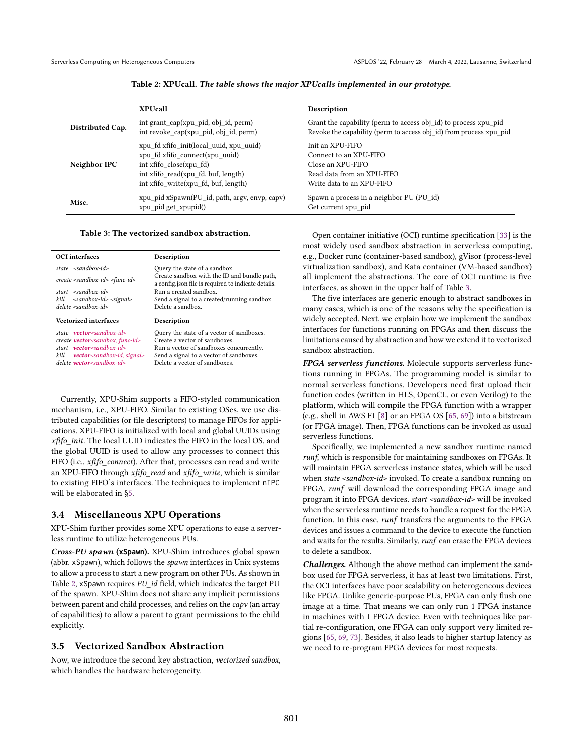Table 2: XPUcall. *The table shows the major XPUcalls implemented in our prototype.*

| | XPUcall | Description |
|---|---|---|
| **Distributed Cap.** | int grant_cap(xpu_pid, obj_id, perm)<br>int revoke_cap(xpu_pid, obj_id, perm) | Grant the capability (perm to access obj_id) to process xpu_pid<br>Revoke the capability (perm to access obj_id) from process xpu_pid |
| **Neighbor IPC** | xpu_fd xfifo_init(local_uuid, xpu_uuid)<br>xpu_fd xfifo_connect(xpu_uuid)<br>int xfifo_close(xpu_fd)<br>int xfifo_read(xpu_fd, buf, length)<br>int xfifo_write(xpu_fd, buf, length) | Init an XPU-FIFO<br>Connect to an XPU-FIFO<br>Close an XPU-FIFO<br>Read data from an XPU-FIFO<br>Write data to an XPU-FIFO |
| **Misc.** | xpu_pid xSpawn(PU_id, path, argv, envp, capv)<br>xpu_pid get_xpupid() | Spawn a process in a neighbor PU (PU_id)<br>Get current xpu_pid |

Table 3: The vectorized sandbox abstraction.

| OCI interfaces | Description |
|---|---|
| *state <sandbox-id>* | Query the state of a sandbox. |
| *create <sandbox-id> <func-id>* | Create sandbox with the ID and bundle path, a config.json file is required to indicate details. |
| *start <sandbox-id>* | Run a created sandbox. |
| *kill <sandbox-id> <signal>* | Send a signal to a created/running sandbox. |
| *delete <sandbox-id>* | Delete a sandbox. |
| **Vectorized interfaces** | **Description** |
| *state* ***vector****<sandbox-id>* | Query the state of a vector of sandboxes. |
| *create* ***vector****<sandbox, func-id>* | Create a vector of sandboxes. |
| *start* ***vector****<sandbox-id>* | Run a vector of sandboxes concurrently. |
| *kill* ***vector****<sandbox-id, signal>* | Send a signal to a vector of sandboxes. |
| *delete* ***vector****<sandbox-id>* | Delete a vector of sandboxes. |

Currently, XPU-Shim supports a FIFO-styled communication mechanism, i.e., XPU-FIFO. Similar to existing OSes, we use distributed capabilities (or file descriptors) to manage FIFOs for applications. XPU-FIFO is initialized with local and global UUIDs using *xfifo_init*. The local UUID indicates the FIFO in the local OS, and the global UUID is used to allow any processes to connect this FIFO (i.e., *xfifo_connect*). After that, processes can read and write an XPU-FIFO through *xfifo_read* and *xfifo_write*, which is similar to existing FIFO's interfaces. The techniques to implement nIPC will be elaborated in §5.

### 3.4 Miscellaneous XPU Operations

XPU-Shim further provides some XPU operations to ease a serverless runtime to utilize heterogeneous PUs.

***Cross-PU spawn* (xSpawn).** XPU-Shim introduces global spawn (abbr. xSpawn), which follows the *spawn* interfaces in Unix systems to allow a process to start a new program on other PUs. As shown in Table 2, xSpawn requires *PU_id* field, which indicates the target PU of the spawn. XPU-Shim does not share any implicit permissions between parent and child processes, and relies on the *capv* (an array of capabilities) to allow a parent to grant permissions to the child explicitly.

### 3.5 Vectorized Sandbox Abstraction

Now, we introduce the second key abstraction, *vectorized sandbox*, which handles the hardware heterogeneity.

Open container initiative (OCI) runtime specification [33] is the most widely used sandbox abstraction in serverless computing, e.g., Docker runc (container-based sandbox), gVisor (process-level virtualization sandbox), and Kata container (VM-based sandbox) all implement the abstractions. The core of OCI runtime is five interfaces, as shown in the upper half of Table 3.

The five interfaces are generic enough to abstract sandboxes in many cases, which is one of the reasons why the specification is widely accepted. Next, we explain how we implement the sandbox interfaces for functions running on FPGAs and then discuss the limitations caused by abstraction and how we extend it to vectorized sandbox abstraction.

***FPGA serverless functions.*** Molecule supports serverless functions running in FPGAs. The programming model is similar to normal serverless functions. Developers need first upload their function codes (written in HLS, OpenCL, or even Verilog) to the platform, which will compile the FPGA function with a wrapper (e.g., shell in AWS F1 [8] or an FPGA OS [65, 69]) into a bitstream (or FPGA image). Then, FPGA functions can be invoked as usual serverless functions.

Specifically, we implemented a new sandbox runtime named *runf*, which is responsible for maintaining sandboxes on FPGAs. It will maintain FPGA serverless instance states, which will be used when *state <sandbox-id>* invoked. To create a sandbox running on FPGA, *runf* will download the corresponding FPGA image and program it into FPGA devices. *start <sandbox-id>* will be invoked when the serverless runtime needs to handle a request for the FPGA function. In this case, *runf* transfers the arguments to the FPGA devices and issues a command to the device to execute the function and waits for the results. Similarly, *runf* can erase the FPGA devices to delete a sandbox.

***Challenges.*** Although the above method can implement the sandbox used for FPGA serverless, it has at least two limitations. First, the OCI interfaces have poor scalability on heterogeneous devices like FPGA. Unlike generic-purpose PUs, FPGA can only flush one image at a time. That means we can only run 1 FPGA instance in machines with 1 FPGA device. Even with techniques like partial re-configuration, one FPGA can only support very limited regions [65, 69, 73]. Besides, it also leads to higher startup latency as we need to re-program FPGA devices for most requests.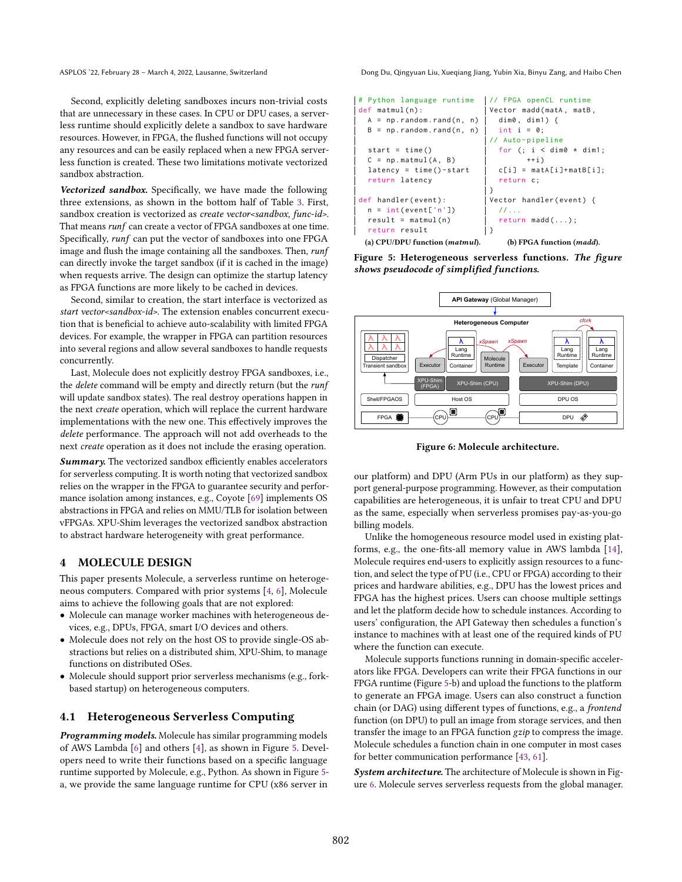Second, explicitly deleting sandboxes incurs non-trivial costs that are unnecessary in these cases. In CPU or DPU cases, a serverless runtime should explicitly delete a sandbox to save hardware resources. However, in FPGA, the flushed functions will not occupy any resources and can be easily replaced when a new FPGA serverless function is created. These two limitations motivate vectorized sandbox abstraction.

***Vectorized sandbox.*** Specifically, we have made the following three extensions, as shown in the bottom half of Table 3. First, sandbox creation is vectorized as *create vector<sandbox, func-id>*. That means *runf* can create a vector of FPGA sandboxes at one time. Specifically, *runf* can put the vector of sandboxes into one FPGA image and flush the image containing all the sandboxes. Then, *runf* can directly invoke the target sandbox (if it is cached in the image) when requests arrive. The design can optimize the startup latency as FPGA functions are more likely to be cached in devices.

Second, similar to creation, the start interface is vectorized as *start vector<sandbox-id>*. The extension enables concurrent execution that is beneficial to achieve auto-scalability with limited FPGA devices. For example, the wrapper in FPGA can partition resources into several regions and allow several sandboxes to handle requests concurrently.

Last, Molecule does not explicitly destroy FPGA sandboxes, i.e., the *delete* command will be empty and directly return (but the *runf* will update sandbox states). The real destroy operations happen in the next *create* operation, which will replace the current hardware implementations with the new one. This effectively improves the *delete* performance. The approach will not add overheads to the next *create* operation as it does not include the erasing operation.

***Summary.*** The vectorized sandbox efficiently enables accelerators for serverless computing. It is worth noting that vectorized sandbox relies on the wrapper in the FPGA to guarantee security and performance isolation among instances, e.g., Coyote [69] implements OS abstractions in FPGA and relies on MMU/TLB for isolation between vFPGAs. XPU-Shim leverages the vectorized sandbox abstraction to abstract hardware heterogeneity with great performance.

## 4 MOLECULE DESIGN

This paper presents Molecule, a serverless runtime on heterogeneous computers. Compared with prior systems [4, 6], Molecule aims to achieve the following goals that are not explored:

- Molecule can manage worker machines with heterogeneous devices, e.g., DPUs, FPGA, smart I/O devices and others.
- Molecule does not rely on the host OS to provide single-OS abstractions but relies on a distributed shim, XPU-Shim, to manage functions on distributed OSes.
- Molecule should support prior serverless mechanisms (e.g., fork-based startup) on heterogeneous computers.

### 4.1 Heterogeneous Serverless Computing

***Programming models.*** Molecule has similar programming models of AWS Lambda [6] and others [4], as shown in Figure 5. Developers need to write their functions based on a specific language runtime supported by Molecule, e.g., Python. As shown in Figure 5-a, we provide the same language runtime for CPU (x86 server in our platform) and DPU (Arm PUs in our platform) as they support general-purpose programming. However, as their computation capabilities are heterogeneous, it is unfair to treat CPU and DPU as the same, especially when serverless promises pay-as-you-go billing models.

```python
# Python language runtime
def matmul(n):
    A = np.random.rand(n, n)
    B = np.random.rand(n, n)

    start = time()
    C = np.matmul(A, B)
    latency = time()-start
    return latency

def handler(event):
    n = int(event['n'])
    result = matmul(n)
    return result
```

(a) CPU/DPU function (*matmul*).

```c
// FPGA openCL runtime
Vector madd(matA, matB,
  dim0, dim1) {
  int i = 0;
// Auto-pipeline
  for (; i < dim0 * dim1;
        ++i)
   c[i] = matA[i]+matB[i];
  return c;
}
Vector handler(event) {
  //...
  return madd(...);
}
```

(b) FPGA function (*madd*).

**Figure 5: Heterogeneous serverless functions.** ***The figure shows pseudocode of simplified functions.***

**Figure 6: Molecule architecture.**

Unlike the homogeneous resource model used in existing platforms, e.g., the one-fits-all memory value in AWS lambda [14], Molecule requires end-users to explicitly assign resources to a function, and select the type of PU (i.e., CPU or FPGA) according to their prices and hardware abilities, e.g., DPU has the lowest prices and FPGA has the highest prices. Users can choose multiple settings and let the platform decide how to schedule instances. According to users' configuration, the API Gateway then schedules a function's instance to machines with at least one of the required kinds of PU where the function can execute.

Molecule supports functions running in domain-specific accelerators like FPGA. Developers can write their FPGA functions in our FPGA runtime (Figure 5-b) and upload the functions to the platform to generate an FPGA image. Users can also construct a function chain (or DAG) using different types of functions, e.g., a *frontend* function (on DPU) to pull an image from storage services, and then transfer the image to an FPGA function *gzip* to compress the image. Molecule schedules a function chain in one computer in most cases for better communication performance [43, 61].

***System architecture.*** The architecture of Molecule is shown in Figure 6. Molecule serves serverless requests from the global manager.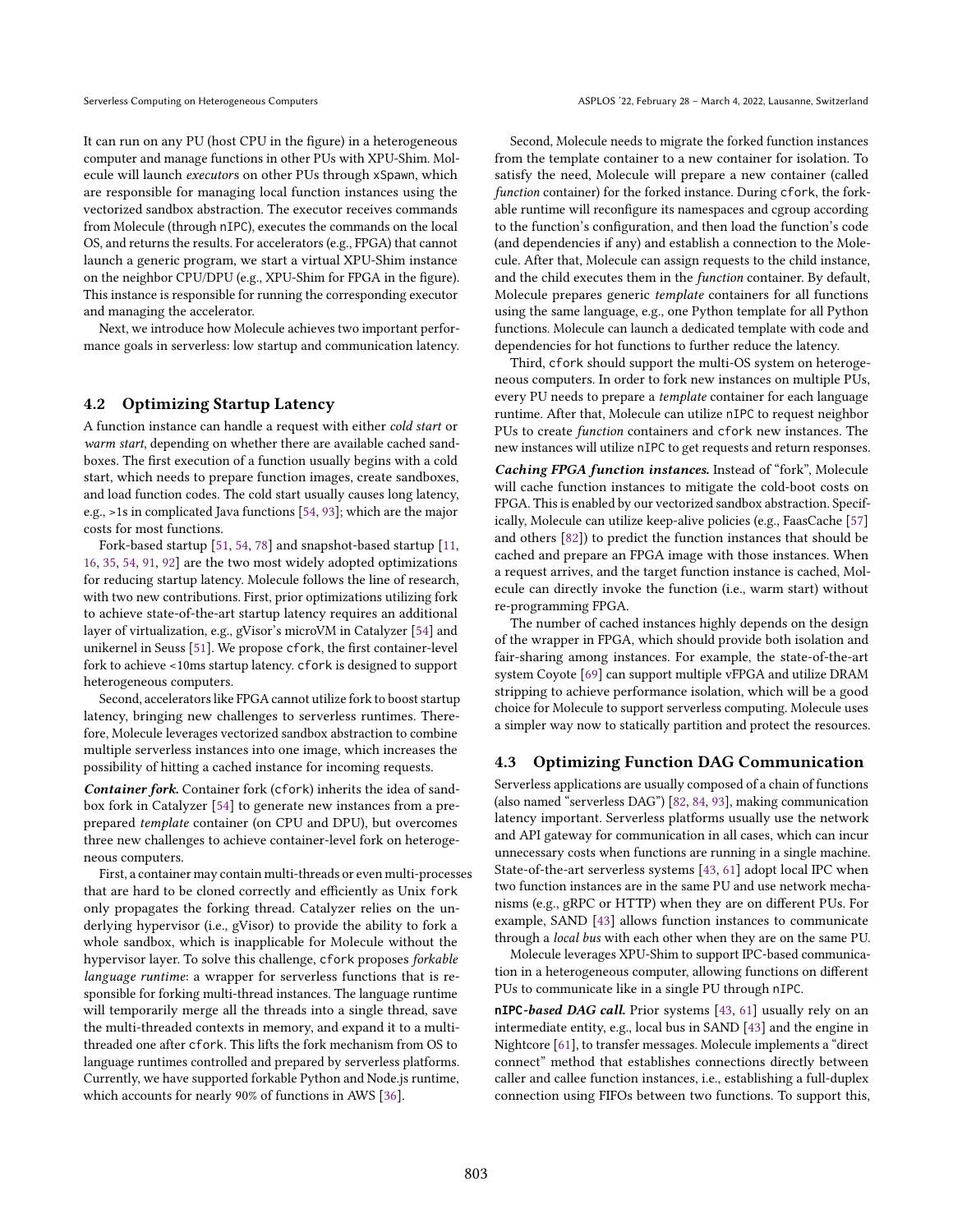It can run on any PU (host CPU in the figure) in a heterogeneous computer and manage functions in other PUs with XPU-Shim. Molecule will launch *executor*s on other PUs through `xSpawn`, which are responsible for managing local function instances using the vectorized sandbox abstraction. The executor receives commands from Molecule (through `nIPC`), executes the commands on the local OS, and returns the results. For accelerators (e.g., FPGA) that cannot launch a generic program, we start a virtual XPU-Shim instance on the neighbor CPU/DPU (e.g., XPU-Shim for FPGA in the figure). This instance is responsible for running the corresponding executor and managing the accelerator.

Next, we introduce how Molecule achieves two important performance goals in serverless: low startup and communication latency.

### 4.2 Optimizing Startup Latency

A function instance can handle a request with either *cold start* or *warm start*, depending on whether there are available cached sandboxes. The first execution of a function usually begins with a cold start, which needs to prepare function images, create sandboxes, and load function codes. The cold start usually causes long latency, e.g., >1s in complicated Java functions [54, 93]; which are the major costs for most functions.

Fork-based startup [51, 54, 78] and snapshot-based startup [11, 16, 35, 54, 91, 92] are the two most widely adopted optimizations for reducing startup latency. Molecule follows the line of research, with two new contributions. First, prior optimizations utilizing fork to achieve state-of-the-art startup latency requires an additional layer of virtualization, e.g., gVisor's microVM in Catalyzer [54] and unikernel in Seuss [51]. We propose `cfork`, the first container-level fork to achieve <10ms startup latency. `cfork` is designed to support heterogeneous computers.

Second, accelerators like FPGA cannot utilize fork to boost startup latency, bringing new challenges to serverless runtimes. Therefore, Molecule leverages vectorized sandbox abstraction to combine multiple serverless instances into one image, which increases the possibility of hitting a cached instance for incoming requests.

***Container fork.*** Container fork (`cfork`) inherits the idea of sandbox fork in Catalyzer [54] to generate new instances from a pre-prepared *template* container (on CPU and DPU), but overcomes three new challenges to achieve container-level fork on heterogeneous computers.

First, a container may contain multi-threads or even multi-processes that are hard to be cloned correctly and efficiently as Unix `fork` only propagates the forking thread. Catalyzer relies on the underlying hypervisor (i.e., gVisor) to provide the ability to fork a whole sandbox, which is inapplicable for Molecule without the hypervisor layer. To solve this challenge, `cfork` proposes *forkable language runtime*: a wrapper for serverless functions that is responsible for forking multi-thread instances. The language runtime will temporarily merge all the threads into a single thread, save the multi-threaded contexts in memory, and expand it to a multi-threaded one after `cfork`. This lifts the fork mechanism from OS to language runtimes controlled and prepared by serverless platforms. Currently, we have supported forkable Python and Node.js runtime, which accounts for nearly 90% of functions in AWS [36].

Second, Molecule needs to migrate the forked function instances from the template container to a new container for isolation. To satisfy the need, Molecule will prepare a new container (called *function* container) for the forked instance. During `cfork`, the forkable runtime will reconfigure its namespaces and cgroup according to the function's configuration, and then load the function's code (and dependencies if any) and establish a connection to the Molecule. After that, Molecule can assign requests to the child instance, and the child executes them in the *function* container. By default, Molecule prepares generic *template* containers for all functions using the same language, e.g., one Python template for all Python functions. Molecule can launch a dedicated template with code and dependencies for hot functions to further reduce the latency.

Third, `cfork` should support the multi-OS system on heterogeneous computers. In order to fork new instances on multiple PUs, every PU needs to prepare a *template* container for each language runtime. After that, Molecule can utilize `nIPC` to request neighbor PUs to create *function* containers and `cfork` new instances. The new instances will utilize `nIPC` to get requests and return responses.

***Caching FPGA function instances.*** Instead of "fork", Molecule will cache function instances to mitigate the cold-boot costs on FPGA. This is enabled by our vectorized sandbox abstraction. Specifically, Molecule can utilize keep-alive policies (e.g., FaasCache [57] and others [82]) to predict the function instances that should be cached and prepare an FPGA image with those instances. When a request arrives, and the target function instance is cached, Molecule can directly invoke the function (i.e., warm start) without re-programming FPGA.

The number of cached instances highly depends on the design of the wrapper in FPGA, which should provide both isolation and fair-sharing among instances. For example, the state-of-the-art system Coyote [69] can support multiple vFPGA and utilize DRAM stripping to achieve performance isolation, which will be a good choice for Molecule to support serverless computing. Molecule uses a simpler way now to statically partition and protect the resources.

### 4.3 Optimizing Function DAG Communication

Serverless applications are usually composed of a chain of functions (also named "serverless DAG") [82, 84, 93], making communication latency important. Serverless platforms usually use the network and API gateway for communication in all cases, which can incur unnecessary costs when functions are running in a single machine. State-of-the-art serverless systems [43, 61] adopt local IPC when two function instances are in the same PU and use network mechanisms (e.g., gRPC or HTTP) when they are on different PUs. For example, SAND [43] allows function instances to communicate through a *local bus* with each other when they are on the same PU.

Molecule leverages XPU-Shim to support IPC-based communication in a heterogeneous computer, allowing functions on different PUs to communicate like in a single PU through `nIPC`.

***`nIPC`-based DAG call.*** Prior systems [43, 61] usually rely on an intermediate entity, e.g., local bus in SAND [43] and the engine in Nightcore [61], to transfer messages. Molecule implements a "direct connect" method that establishes connections directly between caller and callee function instances, i.e., establishing a full-duplex connection using FIFOs between two functions. To support this,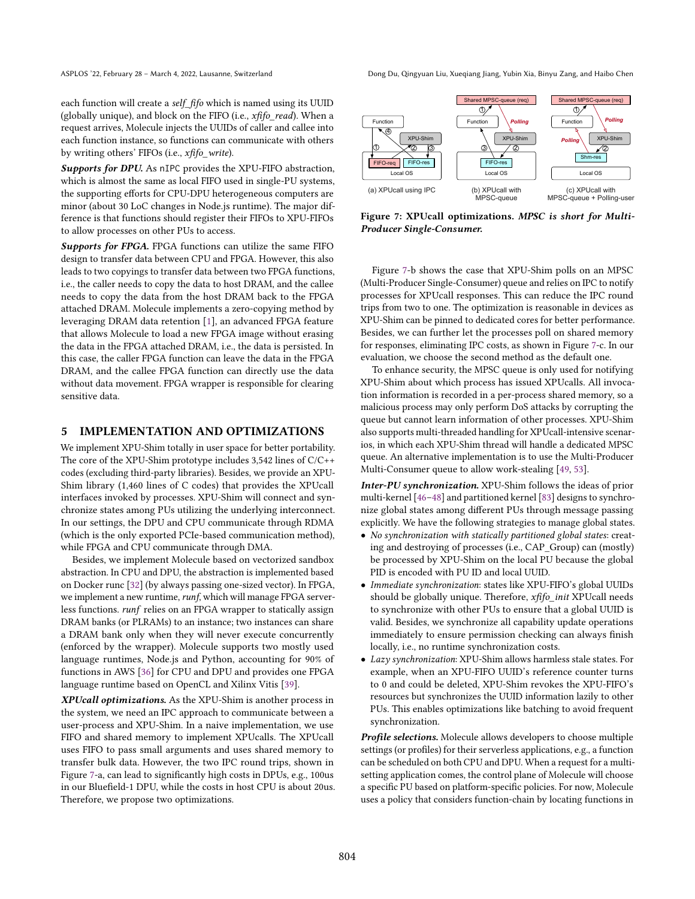each function will create a *self_fifo* which is named using its UUID (globally unique), and block on the FIFO (i.e., *xfifo_read*). When a request arrives, Molecule injects the UUIDs of caller and callee into each function instance, so functions can communicate with others by writing others' FIFOs (i.e., *xfifo_write*).

***Supports for DPU.*** As nIPC provides the XPU-FIFO abstraction, which is almost the same as local FIFO used in single-PU systems, the supporting efforts for CPU-DPU heterogeneous computers are minor (about 30 LoC changes in Node.js runtime). The major difference is that functions should register their FIFOs to XPU-FIFOs to allow processes on other PUs to access.

***Supports for FPGA.*** FPGA functions can utilize the same FIFO design to transfer data between CPU and FPGA. However, this also leads to two copyings to transfer data between two FPGA functions, i.e., the caller needs to copy the data to host DRAM, and the callee needs to copy the data from the host DRAM back to the FPGA attached DRAM. Molecule implements a zero-copying method by leveraging DRAM data retention [1], an advanced FPGA feature that allows Molecule to load a new FPGA image without erasing the data in the FPGA attached DRAM, i.e., the data is persisted. In this case, the caller FPGA function can leave the data in the FPGA DRAM, and the callee FPGA function can directly use the data without data movement. FPGA wrapper is responsible for clearing sensitive data.

## 5 IMPLEMENTATION AND OPTIMIZATIONS

We implement XPU-Shim totally in user space for better portability. The core of the XPU-Shim prototype includes 3,542 lines of C/C++ codes (excluding third-party libraries). Besides, we provide an XPU-Shim library (1,460 lines of C codes) that provides the XPUcall interfaces invoked by processes. XPU-Shim will connect and synchronize states among PUs utilizing the underlying interconnect. In our settings, the DPU and CPU communicate through RDMA (which is the only exported PCIe-based communication method), while FPGA and CPU communicate through DMA.

Besides, we implement Molecule based on vectorized sandbox abstraction. In CPU and DPU, the abstraction is implemented based on Docker runc [32] (by always passing one-sized vector). In FPGA, we implement a new runtime, *runf*, which will manage FPGA serverless functions. *runf* relies on an FPGA wrapper to statically assign DRAM banks (or PLRAMs) to an instance; two instances can share a DRAM bank only when they will never execute concurrently (enforced by the wrapper). Molecule supports two mostly used language runtimes, Node.js and Python, accounting for 90% of functions in AWS [36] for CPU and DPU and provides one FPGA language runtime based on OpenCL and Xilinx Vitis [39].

***XPUcall optimizations.*** As the XPU-Shim is another process in the system, we need an IPC approach to communicate between a user-process and XPU-Shim. In a naive implementation, we use FIFO and shared memory to implement XPUcalls. The XPUcall uses FIFO to pass small arguments and uses shared memory to transfer bulk data. However, the two IPC round trips, shown in Figure 7-a, can lead to significantly high costs in DPUs, e.g., 100us in our Bluefield-1 DPU, while the costs in host CPU is about 20us. Therefore, we propose two optimizations.

**Figure 7: XPUcall optimizations.** ***MPSC is short for Multi-Producer Single-Consumer.***

Figure 7-b shows the case that XPU-Shim polls on an MPSC (Multi-Producer Single-Consumer) queue and relies on IPC to notify processes for XPUcall responses. This can reduce the IPC round trips from two to one. The optimization is reasonable in devices as XPU-Shim can be pinned to dedicated cores for better performance. Besides, we can further let the processes poll on shared memory for responses, eliminating IPC costs, as shown in Figure 7-c. In our evaluation, we choose the second method as the default one.

To enhance security, the MPSC queue is only used for notifying XPU-Shim about which process has issued XPUcalls. All invocation information is recorded in a per-process shared memory, so a malicious process may only perform DoS attacks by corrupting the queue but cannot learn information of other processes. XPU-Shim also supports multi-threaded handling for XPUcall-intensive scenarios, in which each XPU-Shim thread will handle a dedicated MPSC queue. An alternative implementation is to use the Multi-Producer Multi-Consumer queue to allow work-stealing [49, 53].

***Inter-PU synchronization.*** XPU-Shim follows the ideas of prior multi-kernel [46–48] and partitioned kernel [83] designs to synchronize global states among different PUs through message passing explicitly. We have the following strategies to manage global states.

- *No synchronization with statically partitioned global states*: creating and destroying of processes (i.e., CAP_Group) can (mostly) be processed by XPU-Shim on the local PU because the global PID is encoded with PU ID and local UUID.
- *Immediate synchronization*: states like XPU-FIFO's global UUIDs should be globally unique. Therefore, *xfifo_init* XPUcall needs to synchronize with other PUs to ensure that a global UUID is valid. Besides, we synchronize all capability update operations immediately to ensure permission checking can always finish locally, i.e., no runtime synchronization costs.
- *Lazy synchronization*: XPU-Shim allows harmless stale states. For example, when an XPU-FIFO UUID's reference counter turns to 0 and could be deleted, XPU-Shim revokes the XPU-FIFO's resources but synchronizes the UUID information lazily to other PUs. This enables optimizations like batching to avoid frequent synchronization.

***Profile selections.*** Molecule allows developers to choose multiple settings (or profiles) for their serverless applications, e.g., a function can be scheduled on both CPU and DPU. When a request for a multi-setting application comes, the control plane of Molecule will choose a specific PU based on platform-specific policies. For now, Molecule uses a policy that considers function-chain by locating functions in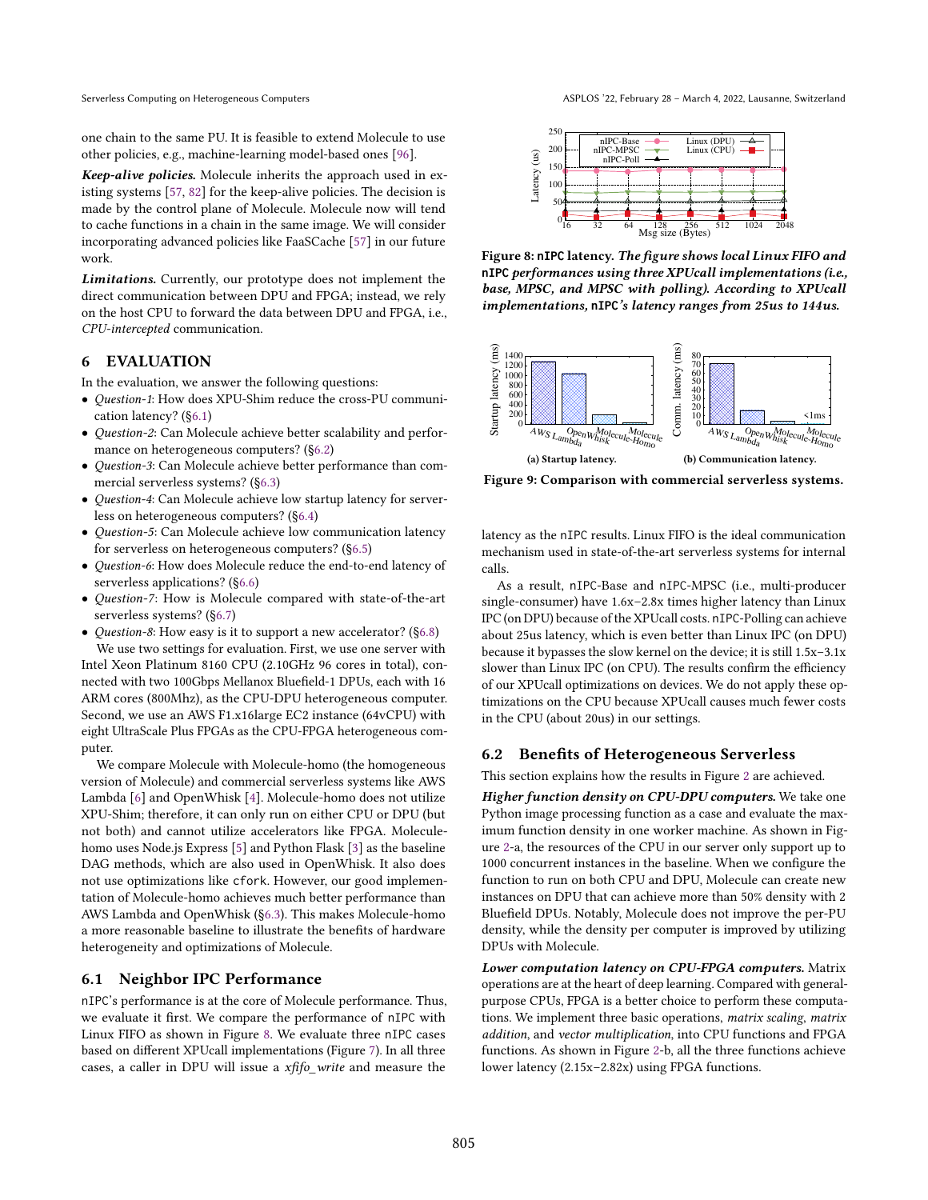one chain to the same PU. It is feasible to extend Molecule to use other policies, e.g., machine-learning model-based ones [96].

***Keep-alive policies.*** Molecule inherits the approach used in existing systems [57, 82] for the keep-alive policies. The decision is made by the control plane of Molecule. Molecule now will tend to cache functions in a chain in the same image. We will consider incorporating advanced policies like FaaSCache [57] in our future work.

***Limitations.*** Currently, our prototype does not implement the direct communication between DPU and FPGA; instead, we rely on the host CPU to forward the data between DPU and FPGA, i.e., *CPU-intercepted* communication.

## 6 EVALUATION

In the evaluation, we answer the following questions:

- *Question-1*: How does XPU-Shim reduce the cross-PU communication latency? (§6.1)
- *Question-2*: Can Molecule achieve better scalability and performance on heterogeneous computers? (§6.2)
- *Question-3*: Can Molecule achieve better performance than commercial serverless systems? (§6.3)
- *Question-4*: Can Molecule achieve low startup latency for serverless on heterogeneous computers? (§6.4)
- *Question-5*: Can Molecule achieve low communication latency for serverless on heterogeneous computers? (§6.5)
- *Question-6*: How does Molecule reduce the end-to-end latency of serverless applications? (§6.6)
- *Question-7*: How is Molecule compared with state-of-the-art serverless systems? (§6.7)
- *Question-8*: How easy is it to support a new accelerator? (§6.8)

We use two settings for evaluation. First, we use one server with Intel Xeon Platinum 8160 CPU (2.10GHz 96 cores in total), connected with two 100Gbps Mellanox Bluefield-1 DPUs, each with 16 ARM cores (800Mhz), as the CPU-DPU heterogeneous computer. Second, we use an AWS F1.x16large EC2 instance (64vCPU) with eight UltraScale Plus FPGAs as the CPU-FPGA heterogeneous computer.

We compare Molecule with Molecule-homo (the homogeneous version of Molecule) and commercial serverless systems like AWS Lambda [6] and OpenWhisk [4]. Molecule-homo does not utilize XPU-Shim; therefore, it can only run on either CPU or DPU (but not both) and cannot utilize accelerators like FPGA. Molecule-homo uses Node.js Express [5] and Python Flask [3] as the baseline DAG methods, which are also used in OpenWhisk. It also does not use optimizations like `cfork`. However, our good implementation of Molecule-homo achieves much better performance than AWS Lambda and OpenWhisk (§6.3). This makes Molecule-homo a more reasonable baseline to illustrate the benefits of hardware heterogeneity and optimizations of Molecule.

### 6.1 Neighbor IPC Performance

`nIPC`'s performance is at the core of Molecule performance. Thus, we evaluate it first. We compare the performance of `nIPC` with Linux FIFO as shown in Figure 8. We evaluate three `nIPC` cases based on different XPUcall implementations (Figure 7). In all three cases, a caller in DPU will issue a *xfifo_write* and measure the latency as the `nIPC` results. Linux FIFO is the ideal communication mechanism used in state-of-the-art serverless systems for internal calls.

**Figure 8: `nIPC` latency.** ***The figure shows local Linux FIFO and `nIPC` performances using three XPUcall implementations (i.e., base, MPSC, and MPSC with polling). According to XPUcall implementations, `nIPC`'s latency ranges from 25us to 144us.***

**Figure 9: Comparison with commercial serverless systems.** (a) Startup latency. (b) Communication latency.

As a result, `nIPC`-Base and `nIPC`-MPSC (i.e., multi-producer single-consumer) have 1.6x–2.8x times higher latency than Linux IPC (on DPU) because of the XPUcall costs. `nIPC`-Polling can achieve about 25us latency, which is even better than Linux IPC (on DPU) because it bypasses the slow kernel on the device; it is still 1.5x–3.1x slower than Linux IPC (on CPU). The results confirm the efficiency of our XPUcall optimizations on devices. We do not apply these optimizations on the CPU because XPUcall causes much fewer costs in the CPU (about 20us) in our settings.

### 6.2 Benefits of Heterogeneous Serverless

This section explains how the results in Figure 2 are achieved.

***Higher function density on CPU-DPU computers.*** We take one Python image processing function as a case and evaluate the maximum function density in one worker machine. As shown in Figure 2-a, the resources of the CPU in our server only support up to 1000 concurrent instances in the baseline. When we configure the function to run on both CPU and DPU, Molecule can create new instances on DPU that can achieve more than 50% density with 2 Bluefield DPUs. Notably, Molecule does not improve the per-PU density, while the density per computer is improved by utilizing DPUs with Molecule.

***Lower computation latency on CPU-FPGA computers.*** Matrix operations are at the heart of deep learning. Compared with general-purpose CPUs, FPGA is a better choice to perform these computations. We implement three basic operations, *matrix scaling*, *matrix addition*, and *vector multiplication*, into CPU functions and FPGA functions. As shown in Figure 2-b, all the three functions achieve lower latency (2.15x–2.82x) using FPGA functions.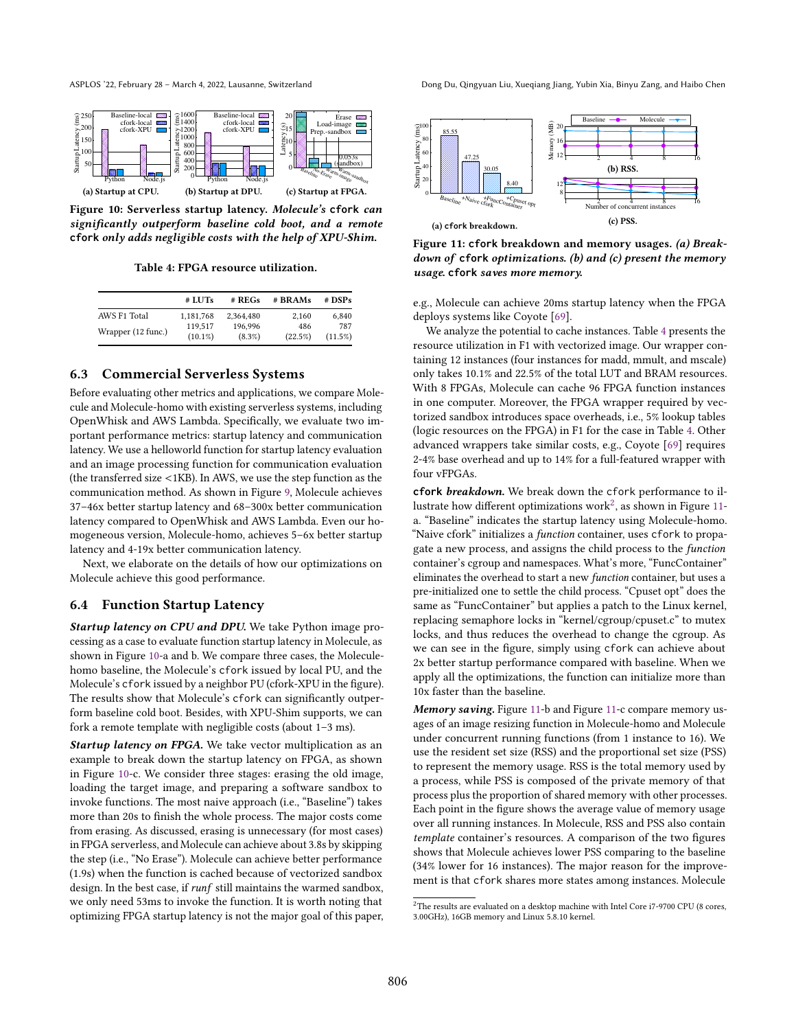**(a) Startup at CPU. (b) Startup at DPU. (c) Startup at FPGA.**

**Figure 10: Serverless startup latency.** ***Molecule's*** **`cfork`** ***can significantly outperform baseline cold boot, and a remote*** **`cfork`** ***only adds negligible costs with the help of XPU-Shim.***

**Table 4: FPGA resource utilization.**

| | # LUTs | # REGs | # BRAMs | # DSPs |
|---|---|---|---|---|
| AWS F1 Total | 1,181,768 | 2,364,480 | 2,160 | 6,840 |
| Wrapper (12 func.) | 119,517 (10.1%) | 196,996 (8.3%) | 486 (22.5%) | 787 (11.5%) |

## 6.3 Commercial Serverless Systems

Before evaluating other metrics and applications, we compare Molecule and Molecule-homo with existing serverless systems, including OpenWhisk and AWS Lambda. Specifically, we evaluate two important performance metrics: startup latency and communication latency. We use a helloworld function for startup latency evaluation and an image processing function for communication latency (the transferred size <1KB). In AWS, we use the step function as the communication method. As shown in Figure 9, Molecule achieves 37–46x better startup latency and 68–300x better communication latency compared to OpenWhisk and AWS Lambda. Even our homogeneous version, Molecule-homo, achieves 5–6x better startup latency and 4-19x better communication latency.

Next, we elaborate on the details of how our optimizations on Molecule achieve this good performance.

## 6.4 Function Startup Latency

***Startup latency on CPU and DPU.*** We take Python image processing as a case to evaluate function startup latency in Molecule, as shown in Figure 10-a and b. We compare three cases, the Molecule-homo baseline, the Molecule's `cfork` issued by local PU, and the Molecule's `cfork` issued by a neighbor PU (cfork-XPU in the figure). The results show that Molecule's `cfork` can significantly outperform baseline cold boot. Besides, with XPU-Shim supports, we can fork a remote template with negligible costs (about 1–3 ms).

***Startup latency on FPGA.*** We take vector multiplication as an example to break down the startup latency on FPGA, as shown in Figure 10-c. We consider three stages: erasing the old image, loading the target image, and preparing a software sandbox to invoke functions. The most naive approach (i.e., "Baseline") takes more than 20s to finish the whole process. The major costs come from erasing. As discussed, erasing is unnecessary (for most cases) in FPGA serverless, and Molecule can achieve about 3.8s by skipping the step (i.e., "No Erase"). Molecule can achieve better performance (1.9s) when the function is cached because of vectorized sandbox design. In the best case, if *runf* still maintains the warmed sandbox, we only need 53ms to invoke the function. It is worth noting that optimizing FPGA startup latency is not the major goal of this paper, e.g., Molecule can achieve 20ms startup latency when the FPGA deploys systems like Coyote [69].

We analyze the potential to cache instances. Table 4 presents the resource utilization in F1 with vectorized image. Our wrapper containing 12 instances (four instances for madd, mmult, and mscale) only takes 10.1% and 22.5% of the total LUT and BRAM resources. With 8 FPGAs, Molecule can cache 96 FPGA function instances in one computer. Moreover, the FPGA wrapper required by vectorized sandbox introduces space overheads, i.e., 5% lookup tables (logic resources on the FPGA) in F1 for the case in Table 4. Other advanced wrappers take similar costs, e.g., Coyote [69] requires 2-4% base overhead and up to 14% for a full-featured wrapper with four vFPGAs.

**(a) `cfork` breakdown. (b) RSS. (c) PSS.**

**Figure 11: `cfork` breakdown and memory usages.** ***(a) Breakdown of*** **`cfork`** ***optimizations. (b) and (c) present the memory usage.*** **`cfork`** ***saves more memory.***

**`cfork`** ***breakdown.*** We break down the `cfork` performance to illustrate how different optimizations work[2], as shown in Figure 11-a. "Baseline" indicates the startup latency using Molecule-homo. "Naive cfork" initializes a *function* container, uses `cfork` to propagate a new process, and assigns the child process to the *function* container's cgroup and namespaces. What's more, "FuncContainer" eliminates the overhead to start a new *function* container, but uses a pre-initialized one to settle the child process. "Cpuset opt" does the same as "FuncContainer" but applies a patch to the Linux kernel, replacing semaphore locks in "kernel/cgroup/cpuset.c" to mutex locks, and thus reduces the overhead to change the cgroup. As we can see in the figure, simply using `cfork` can achieve about 2x better startup performance compared with baseline. When we apply all the optimizations, the function can initialize more than 10x faster than the baseline.

***Memory saving.*** Figure 11-b and Figure 11-c compare memory usages of an image resizing function in Molecule-homo and Molecule under concurrent running functions (from 1 instance to 16). We use the resident set size (RSS) and the proportional set size (PSS) to represent the memory usage. RSS is the total memory used by a process, while PSS is composed of the private memory of that process plus the proportion of shared memory with other processes. Each point in the figure shows the average value of memory usage over all running instances. In Molecule, RSS and PSS also contain *template* container's resources. A comparison of the two figures shows that Molecule achieves lower PSS comparing to the baseline (34% lower for 16 instances). The major reason for the improvement is that `cfork` shares more states among instances. Molecule

[2] The results are evaluated on a desktop machine with Intel Core i7-9700 CPU (8 cores, 3.00GHz), 16GB memory and Linux 5.8.10 kernel.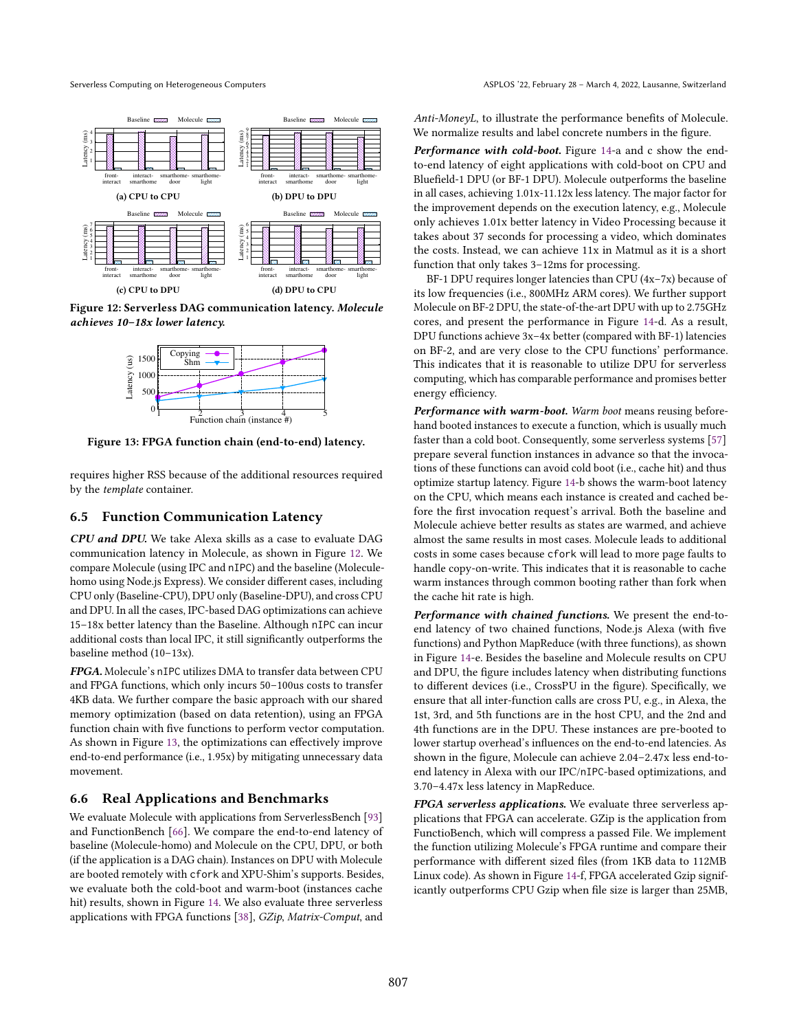Figure 12: Serverless DAG communication latency. *Molecule achieves 10–18x lower latency.*

Figure 13: FPGA function chain (end-to-end) latency.

requires higher RSS because of the additional resources required by the *template* container.

## 6.5 Function Communication Latency

***CPU and DPU.*** We take Alexa skills as a case to evaluate DAG communication latency in Molecule, as shown in Figure 12. We compare Molecule (using IPC and nIPC) and the baseline (Molecule-homo using Node.js Express). We consider different cases, including CPU only (Baseline-CPU), DPU only (Baseline-DPU), and cross CPU and DPU. In all the cases, IPC-based DAG optimizations can achieve 15–18x better latency than the Baseline. Although nIPC can incur additional costs than local IPC, it still significantly outperforms the baseline method (10–13x).

***FPGA.*** Molecule's nIPC utilizes DMA to transfer data between CPU and FPGA functions, which only incurs 50–100us costs to transfer 4KB data. We further compare the basic approach with our shared memory optimization (based on data retention), using an FPGA function chain with five functions to perform vector computation. As shown in Figure 13, the optimizations can effectively improve end-to-end performance (i.e., 1.95x) by mitigating unnecessary data movement.

## 6.6 Real Applications and Benchmarks

We evaluate Molecule with applications from ServerlessBench [93] and FunctionBench [66]. We compare the end-to-end latency of baseline (Molecule-homo) and Molecule on the CPU, DPU, or both (if the application is a DAG chain). Instances on DPU with Molecule are booted remotely with cfork and XPU-Shim's supports. Besides, we evaluate both the cold-boot and warm-boot (instances cache hit) results, shown in Figure 14. We also evaluate three serverless applications with FPGA functions [38], *GZip*, *Matrix-Comput*, and *Anti-MoneyL*, to illustrate the performance benefits of Molecule. We normalize results and label concrete numbers in the figure.

***Performance with cold-boot.*** Figure 14-a and c show the end-to-end latency of eight applications with cold-boot on CPU and Bluefield-1 DPU (or BF-1 DPU). Molecule outperforms the baseline in all cases, achieving 1.01x-11.12x less latency. The major factor for the improvement depends on the execution latency, e.g., Molecule only achieves 1.01x better latency in Video Processing because it takes about 37 seconds for processing a video, which dominates the costs. Instead, we can achieve 11x in Matmul as it is a short function that only takes 3–12ms for processing.

BF-1 DPU requires longer latencies than CPU (4x–7x) because of its low frequencies (i.e., 800MHz ARM cores). We further support Molecule on BF-2 DPU, the state-of-the-art DPU with up to 2.75GHz cores, and present the performance in Figure 14-d. As a result, DPU functions achieve 3x–4x better (compared with BF-1) latencies on BF-2, and are very close to the CPU functions' performance. This indicates that it is reasonable to utilize DPU for serverless computing, which has comparable performance and promises better energy efficiency.

***Performance with warm-boot.*** *Warm boot* means reusing before-hand booted instances to execute a function, which is usually much faster than a cold boot. Consequently, some serverless systems [57] prepare several function instances in advance so that the invocations of these functions can avoid cold boot (i.e., cache hit) and thus optimize startup latency. Figure 14-b shows the warm-boot latency on the CPU, which means each instance is created and cached before the first invocation request's arrival. Both the baseline and Molecule achieve better results as states are warmed, and achieve almost the same results in most cases. Molecule leads to additional costs in some cases because cfork will lead to more page faults to handle copy-on-write. This indicates that it is reasonable to cache warm instances through common booting rather than fork when the cache hit rate is high.

***Performance with chained functions.*** We present the end-to-end latency of two chained functions, Node.js Alexa (with five functions) and Python MapReduce (with three functions), as shown in Figure 14-e. Besides the baseline and Molecule results on CPU and DPU, the figure includes latency when distributing functions to different devices (i.e., CrossPU in the figure). Specifically, we ensure that all inter-function calls are cross PU, e.g., in Alexa, the 1st, 3rd, and 5th functions are in the host CPU, and the 2nd and 4th functions are in the DPU. These instances are pre-booted to lower startup overhead's influences on the end-to-end latencies. As shown in the figure, Molecule can achieve 2.04–2.47x less end-to-end latency in Alexa with our IPC/nIPC-based optimizations, and 3.70–4.47x less latency in MapReduce.

***FPGA serverless applications.*** We evaluate three serverless applications that FPGA can accelerate. GZip is the application from FunctioBench, which will compress a passed File. We implement the function utilizing Molecule's FPGA runtime and compare their performance with different sized files (from 1KB data to 112MB Linux code). As shown in Figure 14-f, FPGA accelerated Gzip significantly outperforms CPU Gzip when file size is larger than 25MB,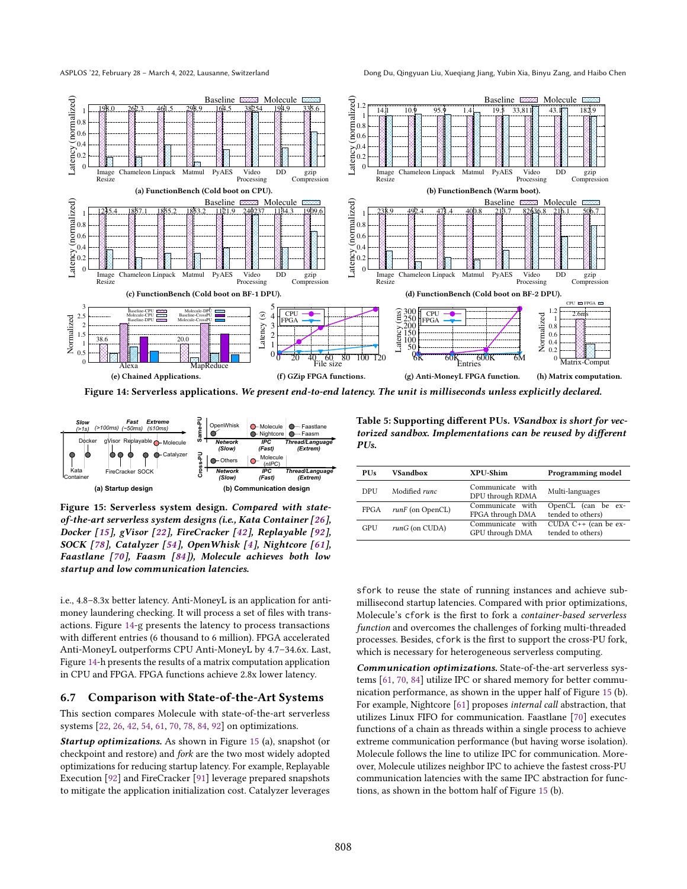**Figure 14: Serverless applications.** ***We present end-to-end latency. The unit is milliseconds unless explicitly declared.***

**Figure 15: Serverless system design.** ***Compared with state-of-the-art serverless system designs (i.e., Kata Container [26], Docker [15], gVisor [22], FireCracker [42], Replayable [92], SOCK [78], Catalyzer [54], OpenWhisk [4], Nightcore [61], Faastlane [70], Faasm [84]), Molecule achieves both low startup and low communication latencies.***

**Table 5: Supporting different PUs.** ***VSandbox is short for vectorized sandbox. Implementations can be reused by different PUs.***

| PUs | VSandbox | XPU-Shim | Programming model |
|---|---|---|---|
| DPU | Modified *runc* | Communicate with DPU through RDMA | Multi-languages |
| FPGA | *runF* (on OpenCL) | Communicate with FPGA through DMA | OpenCL (can be extended to others) |
| GPU | *runG* (on CUDA) | Communicate with GPU through DMA | CUDA C++ (can be extended to others) |

i.e., 4.8–8.3x better latency. Anti-MoneyL is an application for anti-money laundering checking. It will process a set of files with transactions. Figure 14-g presents the latency to process transactions with different entries (6 thousand to 6 million). FPGA accelerated Anti-MoneyL outperforms CPU Anti-MoneyL by 4.7–34.6x. Last, Figure 14-h presents the results of a matrix computation application in CPU and FPGA. FPGA functions achieve 2.8x lower latency.

### 6.7 Comparison with State-of-the-Art Systems

This section compares Molecule with state-of-the-art serverless systems [22, 26, 42, 54, 61, 70, 78, 84, 92] on optimizations.

***Startup optimizations.*** As shown in Figure 15 (a), snapshot (or checkpoint and restore) and *fork* are the two most widely adopted optimizations for reducing startup latency. For example, Replayable Execution [92] and FireCracker [91] leverage prepared snapshots to mitigate the application initialization cost. Catalyzer leverages sfork to reuse the state of running instances and achieve sub-millisecond startup latencies. Compared with prior optimizations, Molecule's cfork is the first to fork a *container-based serverless function* and overcomes the challenges of forking multi-threaded processes. Besides, cfork is the first to support the cross-PU fork, which is necessary for heterogeneous serverless computing.

***Communication optimizations.*** State-of-the-art serverless systems [61, 70, 84] utilize IPC or shared memory for better communication performance, as shown in the upper half of Figure 15 (b). For example, Nightcore [61] proposes *internal call* abstraction, that utilizes Linux FIFO for communication. Faastlane [70] executes functions of a chain as threads within a single process to achieve extreme communication performance (but having worse isolation). Molecule follows the line to utilize IPC for communication. Moreover, Molecule utilizes neighbor IPC to achieve the fastest cross-PU communication latencies with the same IPC abstraction for functions, as shown in the bottom half of Figure 15 (b).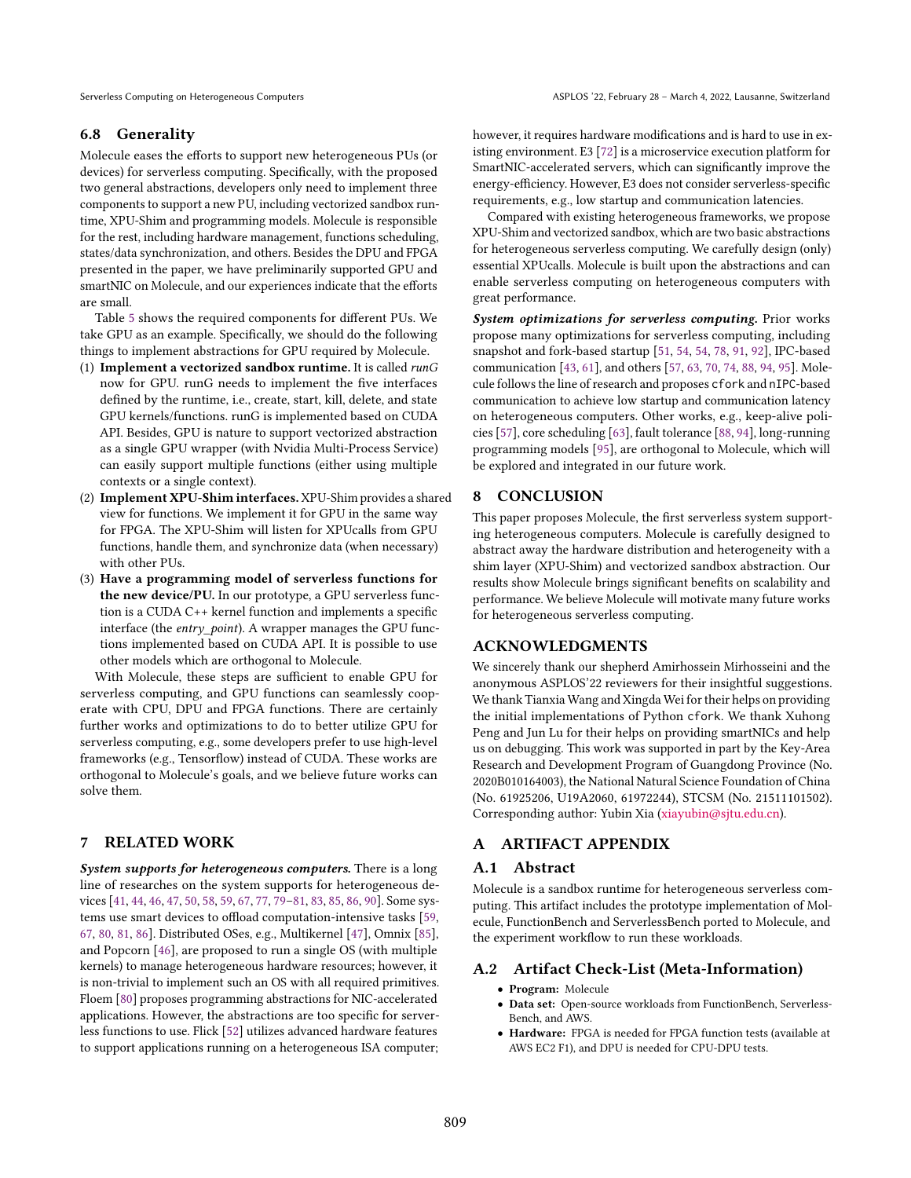### 6.8 Generality

Molecule eases the efforts to support new heterogeneous PUs (or devices) for serverless computing. Specifically, with the proposed two general abstractions, developers only need to implement three components to support a new PU, including vectorized sandbox runtime, XPU-Shim and programming models. Molecule is responsible for the rest, including hardware management, functions scheduling, states/data synchronization, and others. Besides the DPU and FPGA presented in the paper, we have preliminarily supported GPU and smartNIC on Molecule, and our experiences indicate that the efforts are small.

Table 5 shows the required components for different PUs. We take GPU as an example. Specifically, we should do the following things to implement abstractions for GPU required by Molecule.

1. **Implement a vectorized sandbox runtime.** It is called *runG* now for GPU. runG needs to implement the five interfaces defined by the runtime, i.e., create, start, kill, delete, and state GPU kernels/functions. runG is implemented based on CUDA API. Besides, GPU is nature to support vectorized abstraction as a single GPU wrapper (with Nvidia Multi-Process Service) can easily support multiple functions (either using multiple contexts or a single context).
2. **Implement XPU-Shim interfaces.** XPU-Shim provides a shared view for functions. We implement it for GPU in the same way for FPGA. The XPU-Shim will listen for XPUcalls from GPU functions, handle them, and synchronize data (when necessary) with other PUs.
3. **Have a programming model of serverless functions for the new device/PU.** In our prototype, a GPU serverless function is a CUDA C++ kernel function and implements a specific interface (the *entry_point*). A wrapper manages the GPU functions implemented based on CUDA API. It is possible to use other models which are orthogonal to Molecule.

With Molecule, these steps are sufficient to enable GPU for serverless computing, and GPU functions can seamlessly cooperate with CPU, DPU and FPGA functions. There are certainly further works and optimizations to do to better utilize GPU for serverless computing, e.g., some developers prefer to use high-level frameworks (e.g., Tensorflow) instead of CUDA. These works are orthogonal to Molecule's goals, and we believe future works can solve them.

## 7 RELATED WORK

***System supports for heterogeneous computers.*** There is a long line of researches on the system supports for heterogeneous devices [41, 44, 46, 47, 50, 58, 59, 67, 77, 79–81, 83, 85, 86, 90]. Some systems use smart devices to offload computation-intensive tasks [59, 67, 80, 81, 86]. Distributed OSes, e.g., Multikernel [47], Omnix [85], and Popcorn [46], are proposed to run a single OS (with multiple kernels) to manage heterogeneous hardware resources; however, it is non-trivial to implement such an OS with all required primitives. Floem [80] proposes programming abstractions for NIC-accelerated applications. However, the abstractions are too specific for serverless functions to use. Flick [52] utilizes advanced hardware features to support applications running on a heterogeneous ISA computer; however, it requires hardware modifications and is hard to use in existing environment. E3 [72] is a microservice execution platform for SmartNIC-accelerated servers, which can significantly improve the energy-efficiency. However, E3 does not consider serverless-specific requirements, e.g., low startup and communication latencies.

Compared with existing heterogeneous frameworks, we propose XPU-Shim and vectorized sandbox, which are two basic abstractions for heterogeneous serverless computing. We carefully design (only) essential XPUcalls. Molecule is built upon the abstractions and can enable serverless computing on heterogeneous computers with great performance.

***System optimizations for serverless computing.*** Prior works propose many optimizations for serverless computing, including snapshot and fork-based startup [51, 54, 54, 78, 91, 92], IPC-based communication [43, 61], and others [57, 63, 70, 74, 88, 94, 95]. Molecule follows the line of research and proposes `cfork` and `nIPC`-based communication to achieve low startup and communication latency on heterogeneous computers. Other works, e.g., keep-alive policies [57], core scheduling [63], fault tolerance [88, 94], long-running programming models [95], are orthogonal to Molecule, which will be explored and integrated in our future work.

## 8 CONCLUSION

This paper proposes Molecule, the first serverless system supporting heterogeneous computers. Molecule is carefully designed to abstract away the hardware distribution and heterogeneity with a shim layer (XPU-Shim) and vectorized sandbox abstraction. Our results show Molecule brings significant benefits on scalability and performance. We believe Molecule will motivate many future works for heterogeneous serverless computing.

## ACKNOWLEDGMENTS

We sincerely thank our shepherd Amirhossein Mirhosseini and the anonymous ASPLOS'22 reviewers for their insightful suggestions. We thank Tianxia Wang and Xingda Wei for their helps on providing the initial implementations of Python `cfork`. We thank Xuhong Peng and Jun Lu for their helps on providing smartNICs and help us on debugging. This work was supported in part by the Key-Area Research and Development Program of Guangdong Province (No. 2020B010164003), the National Natural Science Foundation of China (No. 61925206, U19A2060, 61972244), STCSM (No. 21511101502). Corresponding author: Yubin Xia (xiayubin@sjtu.edu.cn).

## A ARTIFACT APPENDIX

### A.1 Abstract

Molecule is a sandbox runtime for heterogeneous serverless computing. This artifact includes the prototype implementation of Molecule, FunctionBench and ServerlessBench ported to Molecule, and the experiment workflow to run these workloads.

### A.2 Artifact Check-List (Meta-Information)

- **Program:** Molecule
- **Data set:** Open-source workloads from FunctionBench, ServerlessBench, and AWS.
- **Hardware:** FPGA is needed for FPGA function tests (available at AWS EC2 F1), and DPU is needed for CPU-DPU tests.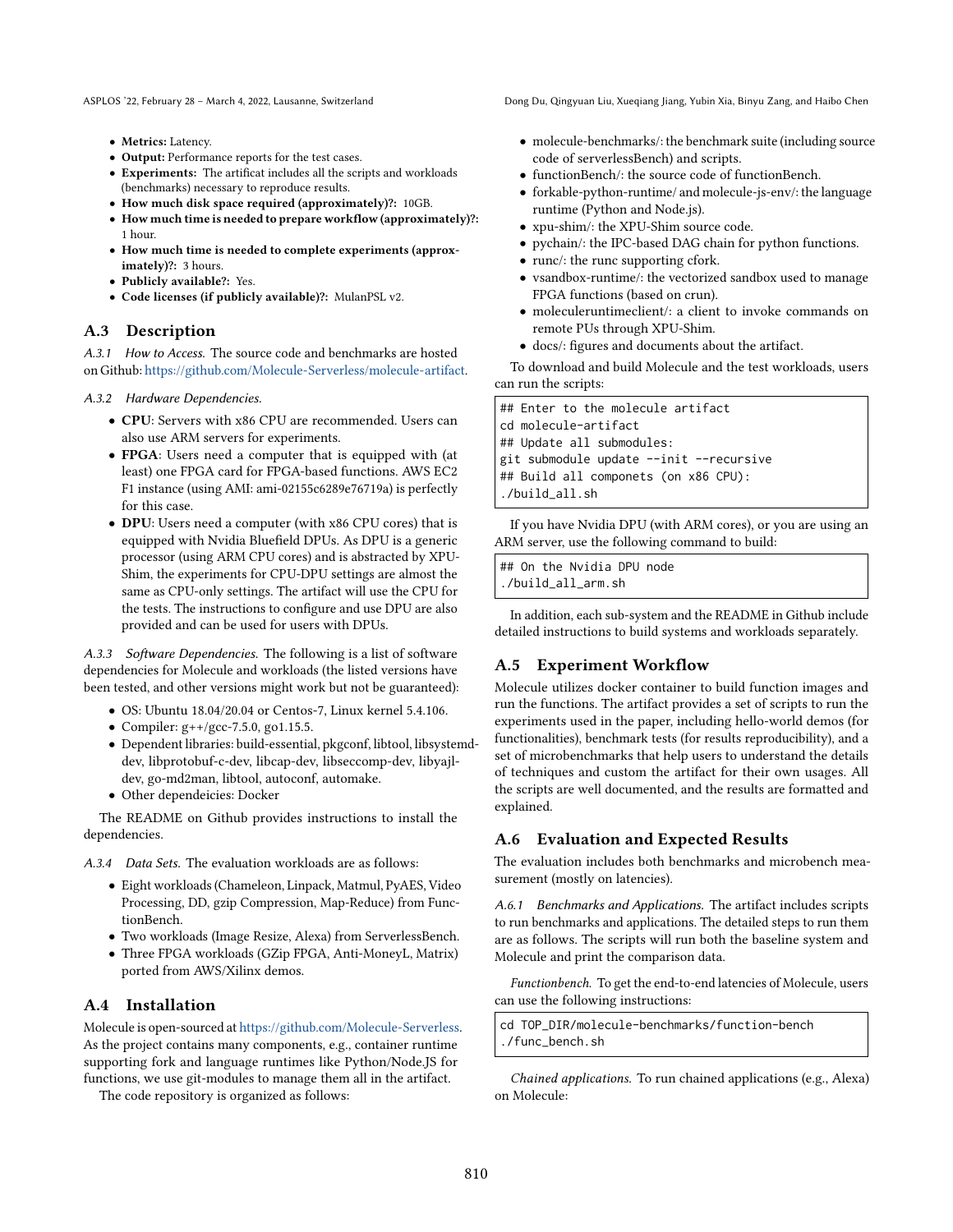- **Metrics:** Latency.
- **Output:** Performance reports for the test cases.
- **Experiments:** The artificat includes all the scripts and workloads (benchmarks) necessary to reproduce results.
- **How much disk space required (approximately)?:** 10GB.
- **How much time is needed to prepare workflow (approximately)?:** 1 hour.
- **How much time is needed to complete experiments (approximately)?:** 3 hours.
- **Publicly available?:** Yes.
- **Code licenses (if publicly available)?:** MulanPSL v2.

## A.3 Description

*A.3.1 How to Access.* The source code and benchmarks are hosted on Github: https://github.com/Molecule-Serverless/molecule-artifact.

*A.3.2 Hardware Dependencies.*

- **CPU**: Servers with x86 CPU are recommended. Users can also use ARM servers for experiments.
- **FPGA**: Users need a computer that is equipped with (at least) one FPGA card for FPGA-based functions. AWS EC2 F1 instance (using AMI: ami-02155c6289e76719a) is perfectly for this case.
- **DPU**: Users need a computer (with x86 CPU cores) that is equipped with Nvidia Bluefield DPUs. As DPU is a generic processor (using ARM CPU cores) and is abstracted by XPU-Shim, the experiments for CPU-DPU settings are almost the same as CPU-only settings. The artifact will use the CPU for the tests. The instructions to configure and use DPU are also provided and can be used for users with DPUs.

*A.3.3 Software Dependencies.* The following is a list of software dependencies for Molecule and workloads (the listed versions have been tested, and other versions might work but not be guaranteed):

- OS: Ubuntu 18.04/20.04 or Centos-7, Linux kernel 5.4.106.
- Compiler: g++/gcc-7.5.0, go1.15.5.
- Dependent libraries: build-essential, pkgconf, libtool, libsystemd-dev, libprotobuf-c-dev, libcap-dev, libseccomp-dev, libyajl-dev, go-md2man, libtool, autoconf, automake.
- Other dependeicies: Docker

The README on Github provides instructions to install the dependencies.

*A.3.4 Data Sets.* The evaluation workloads are as follows:

- Eight workloads (Chameleon, Linpack, Matmul, PyAES, Video Processing, DD, gzip Compression, Map-Reduce) from FunctionBench.
- Two workloads (Image Resize, Alexa) from ServerlessBench.
- Three FPGA workloads (GZip FPGA, Anti-MoneyL, Matrix) ported from AWS/Xilinx demos.

## A.4 Installation

Molecule is open-sourced at https://github.com/Molecule-Serverless. As the project contains many components, e.g., container runtime supporting fork and language runtimes like Python/Node.JS for functions, we use git-modules to manage them all in the artifact.

The code repository is organized as follows:

- molecule-benchmarks/: the benchmark suite (including source code of serverlessBench) and scripts.
- functionBench/: the source code of functionBench.
- forkable-python-runtime/ and molecule-js-env/: the language runtime (Python and Node.js).
- xpu-shim/: the XPU-Shim source code.
- pychain/: the IPC-based DAG chain for python functions.
- runc/: the runc supporting cfork.
- vsandbox-runtime/: the vectorized sandbox used to manage FPGA functions (based on crun).
- moleculeruntimeclient/: a client to invoke commands on remote PUs through XPU-Shim.
- docs/: figures and documents about the artifact.

To download and build Molecule and the test workloads, users can run the scripts:

```
## Enter to the molecule artifact
cd molecule-artifact
## Update all submodules:
git submodule update --init --recursive
## Build all componets (on x86 CPU):
./build_all.sh
```

If you have Nvidia DPU (with ARM cores), or you are using an ARM server, use the following command to build:

```
## On the Nvidia DPU node
./build_all_arm.sh
```

In addition, each sub-system and the README in Github include detailed instructions to build systems and workloads separately.

## A.5 Experiment Workflow

Molecule utilizes docker container to build function images and run the functions. The artifact provides a set of scripts to run the experiments used in the paper, including hello-world demos (for functionalities), benchmark tests (for results reproducibility), and a set of microbenchmarks that help users to understand the details of techniques and custom the artifact for their own usages. All the scripts are well documented, and the results are formatted and explained.

## A.6 Evaluation and Expected Results

The evaluation includes both benchmarks and microbench measurement (mostly on latencies).

*A.6.1 Benchmarks and Applications.* The artifact includes scripts to run benchmarks and applications. The detailed steps to run them are as follows. The scripts will run both the baseline system and Molecule and print the comparison data.

*Functionbench.* To get the end-to-end latencies of Molecule, users can use the following instructions:

```
cd TOP_DIR/molecule-benchmarks/function-bench
./func_bench.sh
```

*Chained applications.* To run chained applications (e.g., Alexa) on Molecule: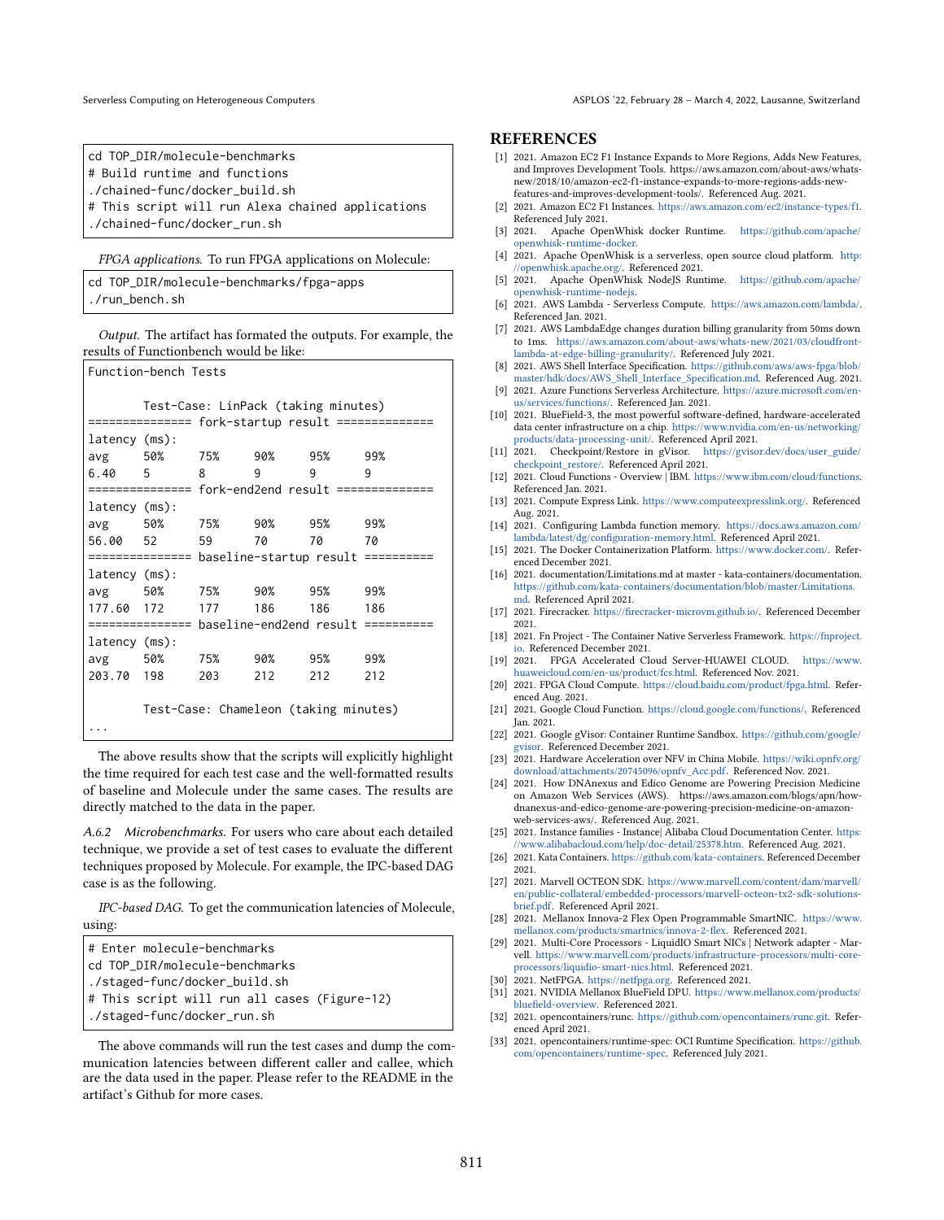```
cd TOP_DIR/molecule-benchmarks
# Build runtime and functions
./chained-func/docker_build.sh
# This script will run Alexa chained applications
./chained-func/docker_run.sh
```

*FPGA applications.* To run FPGA applications on Molecule:

```
cd TOP_DIR/molecule-benchmarks/fpga-apps
./run_bench.sh
```

*Output.* The artifact has formated the outputs. For example, the results of Functionbench would be like:

```
Function-bench Tests

        Test-Case: LinPack (taking minutes)
=============== fork-startup result ==============
latency (ms):
avg     50%     75%     90%     95%     99%
6.40    5       8       9       9       9
=============== fork-end2end result ==============
latency (ms):
avg     50%     75%     90%     95%     99%
56.00   52      59      70      70      70
=============== baseline-startup result ==========
latency (ms):
avg     50%     75%     90%     95%     99%
177.60  172     177     186     186     186
=============== baseline-end2end result ==========
latency (ms):
avg     50%     75%     90%     95%     99%
203.70  198     203     212     212     212

        Test-Case: Chameleon (taking minutes)
...
```

The above results show that the scripts will explicitly highlight the time required for each test case and the well-formatted results of baseline and Molecule under the same cases. The results are directly matched to the data in the paper.

*A.6.2 Microbenchmarks.* For users who care about each detailed technique, we provide a set of test cases to evaluate the different techniques proposed by Molecule. For example, the IPC-based DAG case is as the following.

*IPC-based DAG.* To get the communication latencies of Molecule, using:

```
# Enter molecule-benchmarks
cd TOP_DIR/molecule-benchmarks
./staged-func/docker_build.sh
# This script will run all cases (Figure-12)
./staged-func/docker_run.sh
```

The above commands will run the test cases and dump the communication latencies between different caller and callee, which are the data used in the paper. Please refer to the README in the artifact's Github for more cases.

## REFERENCES

[1] 2021. Amazon EC2 F1 Instance Expands to More Regions, Adds New Features, and Improves Development Tools. https://aws.amazon.com/about-aws/whats-new/2018/10/amazon-ec2-f1-instance-expands-to-more-regions-adds-new-features-and-improves-development-tools/. Referenced Aug. 2021.

[2] 2021. Amazon EC2 F1 Instances. https://aws.amazon.com/ec2/instance-types/f1. Referenced July 2021.

[3] 2021. Apache OpenWhisk docker Runtime. https://github.com/apache/openwhisk-runtime-docker.

[4] 2021. Apache OpenWhisk is a serverless, open source cloud platform. http://openwhisk.apache.org/. Referenced 2021.

[5] 2021. Apache OpenWhisk NodeJS Runtime. https://github.com/apache/openwhisk-runtime-nodejs.

[6] 2021. AWS Lambda - Serverless Compute. https://aws.amazon.com/lambda/. Referenced Jan. 2021.

[7] 2021. AWS LambdaEdge changes duration billing granularity from 50ms down to 1ms. https://aws.amazon.com/about-aws/whats-new/2021/03/cloudfront-lambda-at-edge-billing-granularity/. Referenced July 2021.

[8] 2021. AWS Shell Interface Specification. https://github.com/aws/aws-fpga/blob/master/hdk/docs/AWS_Shell_Interface_Specification.md. Referenced Aug. 2021.

[9] 2021. Azure Functions Serverless Architecture. https://azure.microsoft.com/en-us/services/functions/. Referenced Jan. 2021.

[10] 2021. BlueField-3, the most powerful software-defined, hardware-accelerated data center infrastructure on a chip. https://www.nvidia.com/en-us/networking/products/data-processing-unit/. Referenced April 2021.

[11] 2021. Checkpoint/Restore in gVisor. https://gvisor.dev/docs/user_guide/checkpoint_restore/. Referenced April 2021.

[12] 2021. Cloud Functions - Overview | IBM. https://www.ibm.com/cloud/functions. Referenced Jan. 2021.

[13] 2021. Compute Express Link. https://www.computeexpresslink.org/. Referenced Aug. 2021.

[14] 2021. Configuring Lambda function memory. https://docs.aws.amazon.com/lambda/latest/dg/configuration-memory.html. Referenced April 2021.

[15] 2021. The Docker Containerization Platform. https://www.docker.com/. Referenced December 2021.

[16] 2021. documentation/Limitations.md at master - kata-containers/documentation. https://github.com/kata-containers/documentation/blob/master/Limitations.md. Referenced April 2021.

[17] 2021. Firecracker. https://firecracker-microvm.github.io/. Referenced December 2021.

[18] 2021. Fn Project - The Container Native Serverless Framework. https://fnproject.io. Referenced December 2021.

[19] 2021. FPGA Accelerated Cloud Server-HUAWEI CLOUD. https://www.huaweicloud.com/en-us/product/fcs.html. Referenced Nov. 2021.

[20] 2021. FPGA Cloud Compute. https://cloud.baidu.com/product/fpga.html. Referenced Aug. 2021.

[21] 2021. Google Cloud Function. https://cloud.google.com/functions/. Referenced Jan. 2021.

[22] 2021. Google gVisor: Container Runtime Sandbox. https://github.com/google/gvisor. Referenced December 2021.

[23] 2021. Hardware Acceleration over NFV in China Mobile. https://wiki.opnfv.org/download/attachments/20745096/opnfv_Acc.pdf. Referenced Nov. 2021.

[24] 2021. How DNAnexus and Edico Genome are Powering Precision Medicine on Amazon Web Services (AWS). https://aws.amazon.com/blogs/apn/how-dnanexus-and-edico-genome-are-powering-precision-medicine-on-amazon-web-services-aws/. Referenced Aug. 2021.

[25] 2021. Instance families - Instance| Alibaba Cloud Documentation Center. https://www.alibabacloud.com/help/doc-detail/25378.htm. Referenced Aug. 2021.

[26] 2021. Kata Containers. https://github.com/kata-containers. Referenced December 2021.

[27] 2021. Marvell OCTEON SDK. https://www.marvell.com/content/dam/marvell/en/public-collateral/embedded-processors/marvell-octeon-tx2-sdk-solutions-brief.pdf. Referenced April 2021.

[28] 2021. Mellanox Innova-2 Flex Open Programmable SmartNIC. https://www.mellanox.com/products/smartnics/innova-2-flex. Referenced 2021.

[29] 2021. Multi-Core Processors - LiquidIO Smart NICs | Network adapter - Marvell. https://www.marvell.com/products/infrastructure-processors/multi-core-processors/liquidio-smart-nics.html. Referenced 2021.

[30] 2021. NetFPGA. https://netfpga.org. Referenced 2021.

[31] 2021. NVIDIA Mellanox BlueField DPU. https://www.mellanox.com/products/bluefield-overview. Referenced 2021.

[32] 2021. opencontainers/runc. https://github.com/opencontainers/runc.git. Referenced April 2021.

[33] 2021. opencontainers/runtime-spec: OCI Runtime Specification. https://github.com/opencontainers/runtime-spec. Referenced July 2021.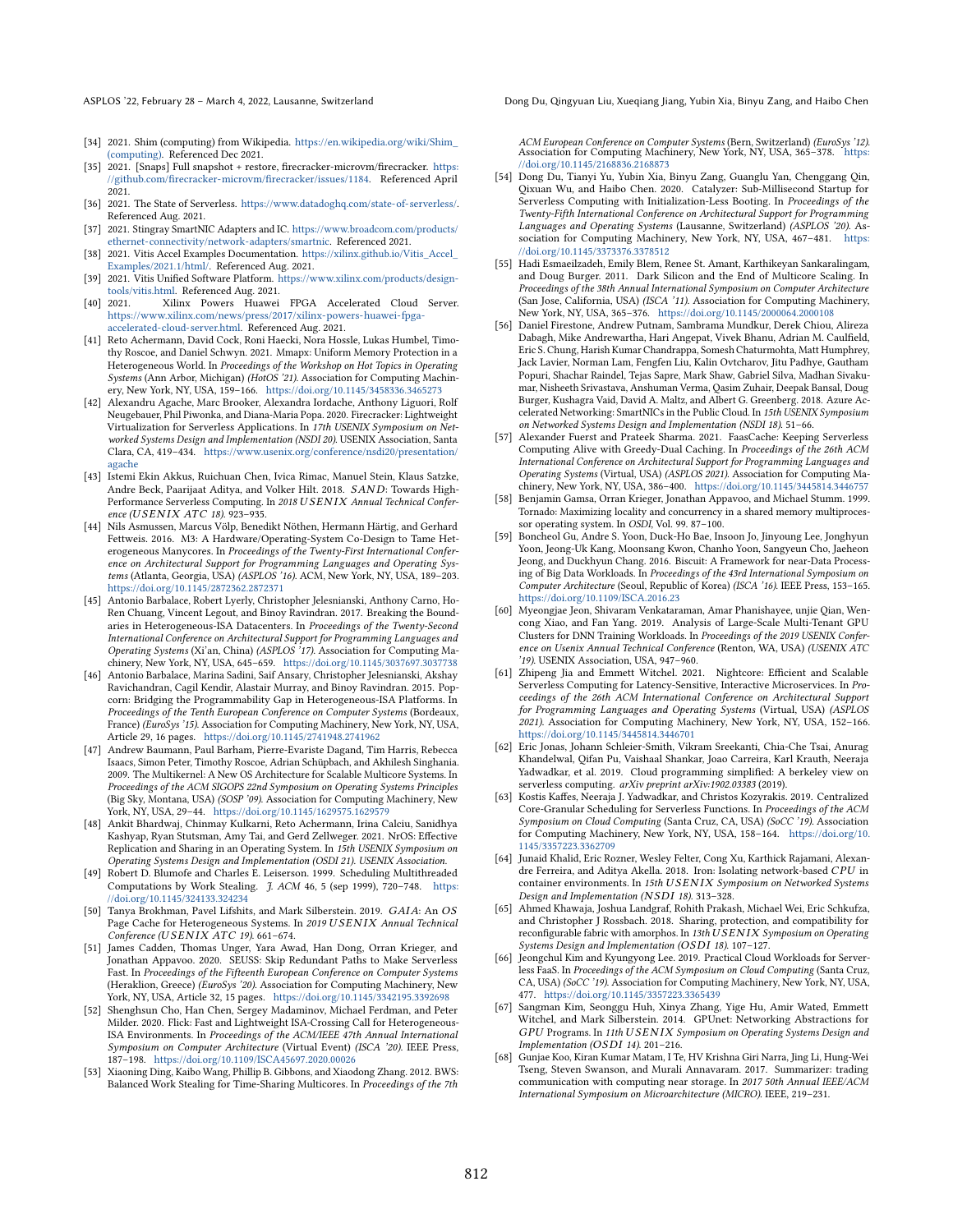[34] 2021. Shim (computing) from Wikipedia. https://en.wikipedia.org/wiki/Shim_(computing). Referenced Dec 2021.

[35] 2021. [Snaps] Full snapshot + restore, firecracker-microvm/firecracker. https://github.com/firecracker-microvm/firecracker/issues/1184. Referenced April 2021.

[36] 2021. The State of Serverless. https://www.datadoghq.com/state-of-serverless/. Referenced Aug. 2021.

[37] 2021. Stingray SmartNIC Adapters and IC. https://www.broadcom.com/products/ethernet-connectivity/network-adapters/smartnic. Referenced 2021.

[38] 2021. Vitis Accel Examples Documentation. https://xilinx.github.io/Vitis_Accel_Examples/2021.1/html/. Referenced Aug. 2021.

[39] 2021. Vitis Unified Software Platform. https://www.xilinx.com/products/design-tools/vitis.html. Referenced Aug. 2021.

[40] 2021. Xilinx Powers Huawei FPGA Accelerated Cloud Server. https://www.xilinx.com/news/press/2017/xilinx-powers-huawei-fpga-accelerated-cloud-server.html. Referenced Aug. 2021.

[41] Reto Achermann, David Cock, Roni Haecki, Nora Hossle, Lukas Humbel, Timothy Roscoe, and Daniel Schwyn. 2021. Mmapx: Uniform Memory Protection in a Heterogeneous World. In *Proceedings of the Workshop on Hot Topics in Operating Systems* (Ann Arbor, Michigan) *(HotOS '21)*. Association for Computing Machinery, New York, NY, USA, 159–166. https://doi.org/10.1145/3458336.3465273

[42] Alexandru Agache, Marc Brooker, Alexandra Iordache, Anthony Liguori, Rolf Neugebauer, Phil Piwonka, and Diana-Maria Popa. 2020. Firecracker: Lightweight Virtualization for Serverless Applications. In *17th USENIX Symposium on Networked Systems Design and Implementation (NSDI 20)*. USENIX Association, Santa Clara, CA, 419–434. https://www.usenix.org/conference/nsdi20/presentation/agache

[43] Istemi Ekin Akkus, Ruichuan Chen, Ivica Rimac, Manuel Stein, Klaus Satzke, Andre Beck, Paarijaat Aditya, and Volker Hilt. 2018. *SAND*: Towards High-Performance Serverless Computing. In *2018 USENIX Annual Technical Conference (USENIX ATC 18)*. 923–935.

[44] Nils Asmussen, Marcus Völp, Benedikt Nöthen, Hermann Härtig, and Gerhard Fettweis. 2016. M3: A Hardware/Operating-System Co-Design to Tame Heterogeneous Manycores. In *Proceedings of the Twenty-First International Conference on Architectural Support for Programming Languages and Operating Systems* (Atlanta, Georgia, USA) *(ASPLOS '16)*. ACM, New York, NY, USA, 189–203. https://doi.org/10.1145/2872362.2872371

[45] Antonio Barbalace, Robert Lyerly, Christopher Jelesnianski, Anthony Carno, Ho-Ren Chuang, Vincent Legout, and Binoy Ravindran. 2017. Breaking the Boundaries in Heterogeneous-ISA Datacenters. In *Proceedings of the Twenty-Second International Conference on Architectural Support for Programming Languages and Operating Systems* (Xi'an, China) *(ASPLOS '17)*. Association for Computing Machinery, New York, NY, USA, 645–659. https://doi.org/10.1145/3037697.3037738

[46] Antonio Barbalace, Marina Sadini, Saif Ansary, Christopher Jelesnianski, Akshay Ravichandran, Cagil Kendir, Alastair Murray, and Binoy Ravindran. 2015. Popcorn: Bridging the Programmability Gap in Heterogeneous-ISA Platforms. In *Proceedings of the Tenth European Conference on Computer Systems* (Bordeaux, France) *(EuroSys '15)*. Association for Computing Machinery, New York, NY, USA, Article 29, 16 pages. https://doi.org/10.1145/2741948.2741962

[47] Andrew Baumann, Paul Barham, Pierre-Evariste Dagand, Tim Harris, Rebecca Isaacs, Simon Peter, Timothy Roscoe, Adrian Schüpbach, and Akhilesh Singhania. 2009. The Multikernel: A New OS Architecture for Scalable Multicore Systems. In *Proceedings of the ACM SIGOPS 22nd Symposium on Operating Systems Principles* (Big Sky, Montana, USA) *(SOSP '09)*. Association for Computing Machinery, New York, NY, USA, 29–44. https://doi.org/10.1145/1629575.1629579

[48] Ankit Bhardwaj, Chinmay Kulkarni, Reto Achermann, Irina Calciu, Sanidhya Kashyap, Ryan Stutsman, Amy Tai, and Gerd Zellweger. 2021. NrOS: Effective Replication and Sharing in an Operating System. In *15th USENIX Symposium on Operating Systems Design and Implementation (OSDI 21)*. *USENIX Association*.

[49] Robert D. Blumofe and Charles E. Leiserson. 1999. Scheduling Multithreaded Computations by Work Stealing. *J. ACM* 46, 5 (sep 1999), 720–748. https://doi.org/10.1145/324133.324234

[50] Tanya Brokhman, Pavel Lifshits, and Mark Silberstein. 2019. *GAIA*: An *OS* Page Cache for Heterogeneous Systems. In *2019 USENIX Annual Technical Conference (USENIX ATC 19)*. 661–674.

[51] James Cadden, Thomas Unger, Yara Awad, Han Dong, Orran Krieger, and Jonathan Appavoo. 2020. SEUSS: Skip Redundant Paths to Make Serverless Fast. In *Proceedings of the Fifteenth European Conference on Computer Systems* (Heraklion, Greece) *(EuroSys '20)*. Association for Computing Machinery, New York, NY, USA, Article 32, 15 pages. https://doi.org/10.1145/3342195.3392698

[52] Shenghsun Cho, Han Chen, Sergey Madaminov, Michael Ferdman, and Peter Milder. 2020. Flick: Fast and Lightweight ISA-Crossing Call for Heterogeneous-ISA Environments. In *Proceedings of the ACM/IEEE 47th Annual International Symposium on Computer Architecture* (Virtual Event) *(ISCA '20)*. IEEE Press, 187–198. https://doi.org/10.1109/ISCA45697.2020.00026

[53] Xiaoning Ding, Kaibo Wang, Phillip B. Gibbons, and Xiaodong Zhang. 2012. BWS: Balanced Work Stealing for Time-Sharing Multicores. In *Proceedings of the 7th ACM European Conference on Computer Systems* (Bern, Switzerland) *(EuroSys '12)*. Association for Computing Machinery, New York, NY, USA, 365–378. https://doi.org/10.1145/2168836.2168873

[54] Dong Du, Tianyi Yu, Yubin Xia, Binyu Zang, Guanglu Yan, Chenggang Qin, Qixuan Wu, and Haibo Chen. 2020. Catalyzer: Sub-Millisecond Startup for Serverless Computing with Initialization-Less Booting. In *Proceedings of the Twenty-Fifth International Conference on Architectural Support for Programming Languages and Operating Systems* (Lausanne, Switzerland) *(ASPLOS '20)*. Association for Computing Machinery, New York, NY, USA, 467–481. https://doi.org/10.1145/3373376.3378512

[55] Hadi Esmaeilzadeh, Emily Blem, Renee St. Amant, Karthikeyan Sankaralingam, and Doug Burger. 2011. Dark Silicon and the End of Multicore Scaling. In *Proceedings of the 38th Annual International Symposium on Computer Architecture* (San Jose, California, USA) *(ISCA '11)*. Association for Computing Machinery, New York, NY, USA, 365–376. https://doi.org/10.1145/2000064.2000108

[56] Daniel Firestone, Andrew Putnam, Sambrama Mundkur, Derek Chiou, Alireza Dabagh, Mike Andrewartha, Hari Angepat, Vivek Bhanu, Adrian M. Caulfield, Eric S. Chung, Harish Kumar Chandrappa, Somesh Chaturmohta, Matt Humphrey, Jack Lavier, Norman Lam, Fengfen Liu, Kalin Ovtcharov, Jitu Padhye, Gautham Popuri, Shachar Raindel, Tejas Sapre, Mark Shaw, Gabriel Silva, Madhan Sivakumar, Nisheeth Srivastava, Anshuman Verma, Qasim Zuhair, Deepak Bansal, Doug Burger, Kushagra Vaid, David A. Maltz, and Albert G. Greenberg. 2018. Azure Accelerated Networking: SmartNICs in the Public Cloud. In *15th USENIX Symposium on Networked Systems Design and Implementation (NSDI 18)*. 51–66.

[57] Alexander Fuerst and Prateek Sharma. 2021. FaasCache: Keeping Serverless Computing Alive with Greedy-Dual Caching. In *Proceedings of the 26th ACM International Conference on Architectural Support for Programming Languages and Operating Systems* (Virtual, USA) *(ASPLOS 2021)*. Association for Computing Machinery, New York, NY, USA, 386–400. https://doi.org/10.1145/3445814.3446757

[58] Benjamin Gamsa, Orran Krieger, Jonathan Appavoo, and Michael Stumm. 1999. Tornado: Maximizing locality and concurrency in a shared memory multiprocessor operating system. In *OSDI*, Vol. 99. 87–100.

[59] Boncheol Gu, Andre S. Yoon, Duck-Ho Bae, Insoon Jo, Jinyoung Lee, Jonghyun Yoon, Jeong-Uk Kang, Moonsang Kwon, Chanho Yoon, Sangyeun Cho, Jaeheon Jeong, and Duckhyun Chang. 2016. Biscuit: A Framework for near-Data Processing of Big Data Workloads. In *Proceedings of the 43rd International Symposium on Computer Architecture* (Seoul, Republic of Korea) *(ISCA '16)*. IEEE Press, 153–165. https://doi.org/10.1109/ISCA.2016.23

[60] Myeongjae Jeon, Shivaram Venkataraman, Amar Phanishayee, unjie Qian, Wencong Xiao, and Fan Yang. 2019. Analysis of Large-Scale Multi-Tenant GPU Clusters for DNN Training Workloads. In *Proceedings of the 2019 USENIX Conference on Usenix Annual Technical Conference* (Renton, WA, USA) *(USENIX ATC '19)*. USENIX Association, USA, 947–960.

[61] Zhipeng Jia and Emmett Witchel. 2021. Nightcore: Efficient and Scalable Serverless Computing for Latency-Sensitive, Interactive Microservices. In *Proceedings of the 26th ACM International Conference on Architectural Support for Programming Languages and Operating Systems* (Virtual, USA) *(ASPLOS 2021)*. Association for Computing Machinery, New York, NY, USA, 152–166. https://doi.org/10.1145/3445814.3446701

[62] Eric Jonas, Johann Schleier-Smith, Vikram Sreekanti, Chia-Che Tsai, Anurag Khandelwal, Qifan Pu, Vaishaal Shankar, Joao Carreira, Karl Krauth, Neeraja Yadwadkar, et al. 2019. Cloud programming simplified: A berkeley view on serverless computing. *arXiv preprint arXiv:1902.03383* (2019).

[63] Kostis Kaffes, Neeraja J. Yadwadkar, and Christos Kozyrakis. 2019. Centralized Core-Granular Scheduling for Serverless Functions. In *Proceedings of the ACM Symposium on Cloud Computing* (Santa Cruz, CA, USA) *(SoCC '19)*. Association for Computing Machinery, New York, NY, USA, 158–164. https://doi.org/10.1145/3357223.3362709

[64] Junaid Khalid, Eric Rozner, Wesley Felter, Cong Xu, Karthick Rajamani, Alexandre Ferreira, and Aditya Akella. 2018. Iron: Isolating network-based *CPU* in container environments. In *15th USENIX Symposium on Networked Systems Design and Implementation (NSDI 18)*. 313–328.

[65] Ahmed Khawaja, Joshua Landgraf, Rohith Prakash, Michael Wei, Eric Schkufza, and Christopher J Rossbach. 2018. Sharing, protection, and compatibility for reconfigurable fabric with amorphos. In *13th USENIX Symposium on Operating Systems Design and Implementation (OSDI 18)*. 107–127.

[66] Jeongchul Kim and Kyungyong Lee. 2019. Practical Cloud Workloads for Serverless FaaS. In *Proceedings of the ACM Symposium on Cloud Computing* (Santa Cruz, CA, USA) *(SoCC '19)*. Association for Computing Machinery, New York, NY, USA, 477. https://doi.org/10.1145/3357223.3365439

[67] Sangman Kim, Seonggu Huh, Xinya Zhang, Yige Hu, Amir Wated, Emmett Witchel, and Mark Silberstein. 2014. GPUnet: Networking Abstractions for *GPU* Programs. In *11th USENIX Symposium on Operating Systems Design and Implementation (OSDI 14)*. 201–216.

[68] Gunjae Koo, Kiran Kumar Matam, I Te, HV Krishna Giri Narra, Jing Li, Hung-Wei Tseng, Steven Swanson, and Murali Annavaram. 2017. Summarizer: trading communication with computing near storage. In *2017 50th Annual IEEE/ACM International Symposium on Microarchitecture (MICRO)*. IEEE, 219–231.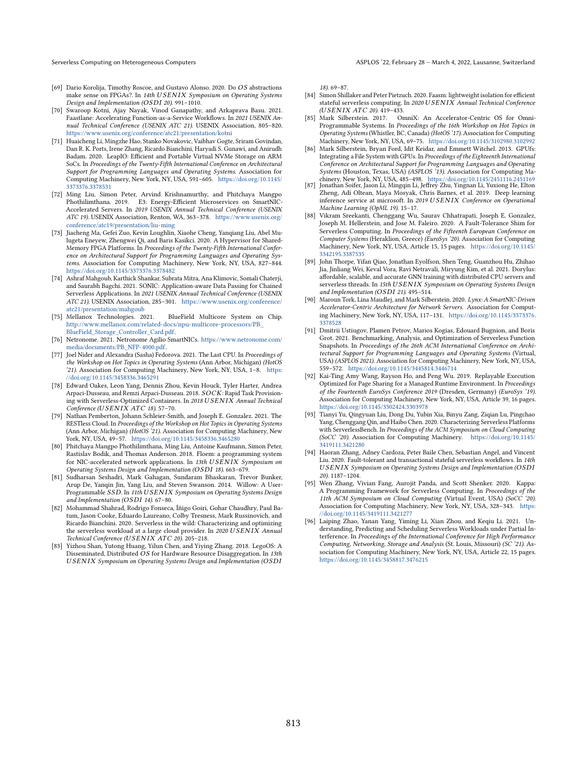[69] Dario Korolija, Timothy Roscoe, and Gustavo Alonso. 2020. Do *OS* abstractions make sense on FPGAs?. In *14th USENIX Symposium on Operating Systems Design and Implementation (OSDI 20)*. 991–1010.

[70] Swaroop Kotni, Ajay Nayak, Vinod Ganapathy, and Arkaprava Basu. 2021. Faastlane: Accelerating Function-as-a-Service Workflows. In *2021 USENIX Annual Technical Conference (USENIX ATC 21)*. USENIX Association, 805–820. https://www.usenix.org/conference/atc21/presentation/kotni

[71] Huaicheng Li, Mingzhe Hao, Stanko Novakovic, Vaibhav Gogte, Sriram Govindan, Dan R. K. Ports, Irene Zhang, Ricardo Bianchini, Haryadi S. Gunawi, and Anirudh Badam. 2020. LeapIO: Efficient and Portable Virtual NVMe Storage on ARM SoCs. In *Proceedings of the Twenty-Fifth International Conference on Architectural Support for Programming Languages and Operating Systems*. Association for Computing Machinery, New York, NY, USA, 591–605. https://doi.org/10.1145/3373376.3378531

[72] Ming Liu, Simon Peter, Arvind Krishnamurthy, and Phitchaya Mangpo Phothilimthana. 2019. E3: Energy-Efficient Microservices on SmartNIC-Accelerated Servers. In *2019 USENIX Annual Technical Conference (USENIX ATC 19)*. USENIX Association, Renton, WA, 363–378. https://www.usenix.org/conference/atc19/presentation/liu-ming

[73] Jiacheng Ma, Gefei Zuo, Kevin Loughlin, Xiaohe Cheng, Yanqiang Liu, Abel Mulugeta Eneyew, Zhengwei Qi, and Baris Kasikci. 2020. A Hypervisor for Shared-Memory FPGA Platforms. In *Proceedings of the Twenty-Fifth International Conference on Architectural Support for Programming Languages and Operating Systems*. Association for Computing Machinery, New York, NY, USA, 827–844. https://doi.org/10.1145/3373376.3378482

[74] Ashraf Mahgoub, Karthick Shankar, Subrata Mitra, Ana Klimovic, Somali Chaterji, and Saurabh Bagchi. 2021. SONIC: Application-aware Data Passing for Chained Serverless Applications. In *2021 USENIX Annual Technical Conference (USENIX ATC 21)*. USENIX Association, 285–301. https://www.usenix.org/conference/atc21/presentation/mahgoub

[75] Mellanox Technologies. 2021. BlueField Multicore System on Chip. http://www.mellanox.com/related-docs/npu-multicore-processors/PB_BlueField_Storage_Controller_Card.pdf.

[76] Netronome. 2021. Netronome Agilio SmartNICs. https://www.netronome.com/media/documents/PB_NFP-4000.pdf.

[77] Joel Nider and Alexandra (Sasha) Fedorova. 2021. The Last CPU. In *Proceedings of the Workshop on Hot Topics in Operating Systems* (Ann Arbor, Michigan) *(HotOS '21)*. Association for Computing Machinery, New York, NY, USA, 1–8. https://doi.org/10.1145/3458336.3465291

[78] Edward Oakes, Leon Yang, Dennis Zhou, Kevin Houck, Tyler Harter, Andrea Arpaci-Dusseau, and Remzi Arpaci-Dusseau. 2018. *SOCK*: Rapid Task Provisioning with Serverless-Optimized Containers. In *2018 USENIX Annual Technical Conference (USENIX ATC 18)*. 57–70.

[79] Nathan Pemberton, Johann Schleier-Smith, and Joseph E. Gonzalez. 2021. The RESTless Cloud. In *Proceedings of the Workshop on Hot Topics in Operating Systems* (Ann Arbor, Michigan) *(HotOS '21)*. Association for Computing Machinery, New York, NY, USA, 49–57. https://doi.org/10.1145/3458336.3465280

[80] Phitchaya Mangpo Phothilimthana, Ming Liu, Antoine Kaufmann, Simon Peter, Rastislav Bodik, and Thomas Anderson. 2018. Floem: a programming system for NIC-accelerated network applications. In *13th USENIX Symposium on Operating Systems Design and Implementation (OSDI 18)*. 663–679.

[81] Sudharsan Seshadri, Mark Gahagan, Sundaram Bhaskaran, Trevor Bunker, Arup De, Yanqin Jin, Yang Liu, and Steven Swanson. 2014. Willow: A User-Programmable *SSD*. In *11th USENIX Symposium on Operating Systems Design and Implementation (OSDI 14)*. 67–80.

[82] Mohammad Shahrad, Rodrigo Fonseca, Íñigo Goiri, Gohar Chaudhry, Paul Batum, Jason Cooke, Eduardo Laureano, Colby Tresness, Mark Russinovich, and Ricardo Bianchini. 2020. Serverless in the wild: Characterizing and optimizing the serverless workload at a large cloud provider. In *2020 USENIX Annual Technical Conference (USENIX ATC 20)*. 205–218.

[83] Yizhou Shan, Yutong Huang, Yilun Chen, and Yiying Zhang. 2018. LegoOS: A Disseminated, Distributed *OS* for Hardware Resource Disaggregation. In *13th USENIX Symposium on Operating Systems Design and Implementation (OSDI 18)*. 69–87.

[84] Simon Shillaker and Peter Pietzuch. 2020. Faasm: lightweight isolation for efficient stateful serverless computing. In *2020 USENIX Annual Technical Conference (USENIX ATC 20)*. 419–433.

[85] Mark Silberstein. 2017. OmniX: An Accelerator-Centric OS for Omni-Programmable Systems. In *Proceedings of the 16th Workshop on Hot Topics in Operating Systems* (Whistler, BC, Canada) *(HotOS '17)*. Association for Computing Machinery, New York, NY, USA, 69–75. https://doi.org/10.1145/3102980.3102992

[86] Mark Silberstein, Bryan Ford, Idit Keidar, and Emmett Witchel. 2013. GPUfs: Integrating a File System with GPUs. In *Proceedings of the Eighteenth International Conference on Architectural Support for Programming Languages and Operating Systems* (Houston, Texas, USA) *(ASPLOS '13)*. Association for Computing Machinery, New York, NY, USA, 485–498. https://doi.org/10.1145/2451116.2451169

[87] Jonathan Soifer, Jason Li, Mingqin Li, Jeffrey Zhu, Yingnan Li, Yuxiong He, Elton Zheng, Adi Oltean, Maya Mosyak, Chris Barnes, et al. 2019. Deep learning inference service at microsoft. In *2019 USENIX Conference on Operational Machine Learning (OpML 19)*. 15–17.

[88] Vikram Sreekanti, Chenggang Wu, Saurav Chhatrapati, Joseph E. Gonzalez, Joseph M. Hellerstein, and Jose M. Faleiro. 2020. A Fault-Tolerance Shim for Serverless Computing. In *Proceedings of the Fifteenth European Conference on Computer Systems* (Heraklion, Greece) *(EuroSys '20)*. Association for Computing Machinery, New York, NY, USA, Article 15, 15 pages. https://doi.org/10.1145/3342195.3387535

[89] John Thorpe, Yifan Qiao, Jonathan Eyolfson, Shen Teng, Guanzhou Hu, Zhihao Jia, Jinliang Wei, Keval Vora, Ravi Netravali, Miryung Kim, et al. 2021. Dorylus: affordable, scalable, and accurate GNN training with distributed CPU servers and serverless threads. In *15th USENIX Symposium on Operating Systems Design and Implementation (OSDI 21)*. 495–514.

[90] Maroun Tork, Lina Maudlej, and Mark Silberstein. 2020. *Lynx: A SmartNIC-Driven Accelerator-Centric Architecture for Network Servers*. Association for Computing Machinery, New York, NY, USA, 117–131. https://doi.org/10.1145/3373376.3378528

[91] Dmitrii Ustiugov, Plamen Petrov, Marios Kogias, Edouard Bugnion, and Boris Grot. 2021. Benchmarking, Analysis, and Optimization of Serverless Function Snapshots. In *Proceedings of the 26th ACM International Conference on Architectural Support for Programming Languages and Operating Systems* (Virtual, USA) *(ASPLOS 2021)*. Association for Computing Machinery, New York, NY, USA, 559–572. https://doi.org/10.1145/3445814.3446714

[92] Kai-Ting Amy Wang, Rayson Ho, and Peng Wu. 2019. Replayable Execution Optimized for Page Sharing for a Managed Runtime Environment. In *Proceedings of the Fourteenth EuroSys Conference 2019* (Dresden, Germany) *(EuroSys '19)*. Association for Computing Machinery, New York, NY, USA, Article 39, 16 pages. https://doi.org/10.1145/3302424.3303978

[93] Tianyi Yu, Qingyuan Liu, Dong Du, Yubin Xia, Binyu Zang, Ziqian Lu, Pingchao Yang, Chenggang Qin, and Haibo Chen. 2020. Characterizing Serverless Platforms with ServerlessBench. In *Proceedings of the ACM Symposium on Cloud Computing (SoCC '20)*. Association for Computing Machinery. https://doi.org/10.1145/3419111.3421280

[94] Haoran Zhang, Adney Cardoza, Peter Baile Chen, Sebastian Angel, and Vincent Liu. 2020. Fault-tolerant and transactional stateful serverless workflows. In *14th USENIX Symposium on Operating Systems Design and Implementation (OSDI 20)*. 1187–1204.

[95] Wen Zhang, Vivian Fang, Aurojit Panda, and Scott Shenker. 2020. Kappa: A Programming Framework for Serverless Computing. In *Proceedings of the 11th ACM Symposium on Cloud Computing* (Virtual Event, USA) *(SoCC '20)*. Association for Computing Machinery, New York, NY, USA, 328–343. https://doi.org/10.1145/3419111.3421277

[96] Laiping Zhao, Yanan Yang, Yiming Li, Xian Zhou, and Keqiu Li. 2021. Understanding, Predicting and Scheduling Serverless Workloads under Partial Interference. In *Proceedings of the International Conference for High Performance Computing, Networking, Storage and Analysis* (St. Louis, Missouri) *(SC '21)*. Association for Computing Machinery, New York, NY, USA, Article 22, 15 pages. https://doi.org/10.1145/3458817.3476215